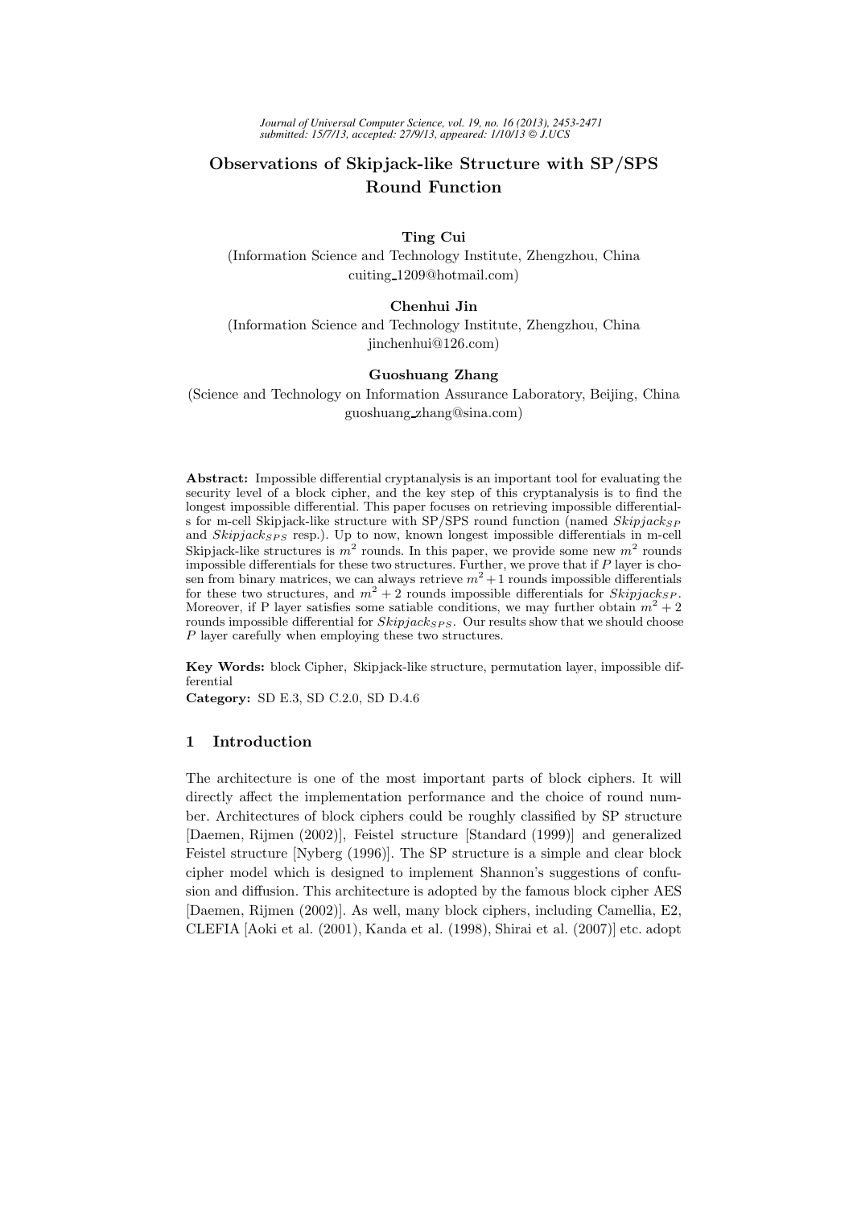# Observations of Skipjack-like Structure with SP/SPS Round Function

**Ting Cui**
(Information Science and Technology Institute, Zhengzhou, China
cuiting_1209@hotmail.com)

**Chenhui Jin**
(Information Science and Technology Institute, Zhengzhou, China
jinchenhui@126.com)

**Guoshuang Zhang**
(Science and Technology on Information Assurance Laboratory, Beijing, China
guoshuang_zhang@sina.com)

**Abstract:** Impossible differential cryptanalysis is an important tool for evaluating the security level of a block cipher, and the key step of this cryptanalysis is to find the longest impossible differential. This paper focuses on retrieving impossible differentials for m-cell Skipjack-like structure with SP/SPS round function (named $Skipjack_{SP}$ and $Skipjack_{SPS}$ resp.). Up to now, known longest impossible differentials in m-cell Skipjack-like structures is $m^2$ rounds. In this paper, we provide some new $m^2$ rounds impossible differentials for these two structures. Further, we prove that if $P$ layer is chosen from binary matrices, we can always retrieve $m^2+1$ rounds impossible differentials for these two structures, and $m^2+2$ rounds impossible differentials for $Skipjack_{SP}$. Moreover, if P layer satisfies some satiable conditions, we may further obtain $m^2+2$ rounds impossible differential for $Skipjack_{SPS}$. Our results show that we should choose $P$ layer carefully when employing these two structures.

**Key Words:** block Cipher, Skipjack-like structure, permutation layer, impossible differential

**Category:** SD E.3, SD C.2.0, SD D.4.6

## 1 Introduction

The architecture is one of the most important parts of block ciphers. It will directly affect the implementation performance and the choice of round number. Architectures of block ciphers could be roughly classified by SP structure [Daemen, Rijmen (2002)], Feistel structure [Standard (1999)] and generalized Feistel structure [Nyberg (1996)]. The SP structure is a simple and clear block cipher model which is designed to implement Shannon's suggestions of confusion and diffusion. This architecture is adopted by the famous block cipher AES [Daemen, Rijmen (2002)]. As well, many block ciphers, including Camellia, E2, CLEFIA [Aoki et al. (2001), Kanda et al. (1998), Shirai et al. (2007)] etc. adopt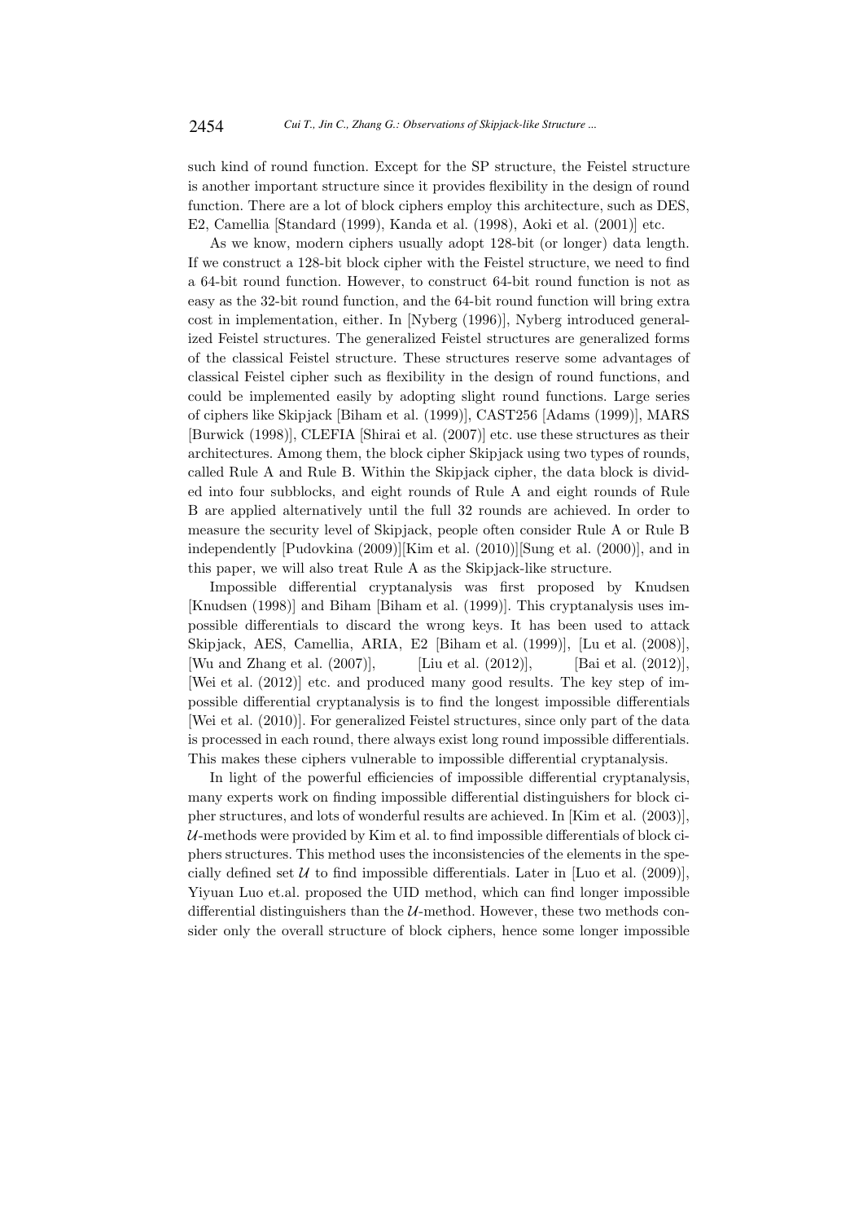such kind of round function. Except for the SP structure, the Feistel structure is another important structure since it provides flexibility in the design of round function. There are a lot of block ciphers employ this architecture, such as DES, E2, Camellia [Standard (1999), Kanda et al. (1998), Aoki et al. (2001)] etc.

As we know, modern ciphers usually adopt 128-bit (or longer) data length. If we construct a 128-bit block cipher with the Feistel structure, we need to find a 64-bit round function. However, to construct 64-bit round function is not as easy as the 32-bit round function, and the 64-bit round function will bring extra cost in implementation, either. In [Nyberg (1996)], Nyberg introduced generalized Feistel structures. The generalized Feistel structures are generalized forms of the classical Feistel structure. These structures reserve some advantages of classical Feistel cipher such as flexibility in the design of round functions, and could be implemented easily by adopting slight round functions. Large series of ciphers like Skipjack [Biham et al. (1999)], CAST256 [Adams (1999)], MARS [Burwick (1998)], CLEFIA [Shirai et al. (2007)] etc. use these structures as their architectures. Among them, the block cipher Skipjack using two types of rounds, called Rule A and Rule B. Within the Skipjack cipher, the data block is divided into four subblocks, and eight rounds of Rule A and eight rounds of Rule B are applied alternatively until the full 32 rounds are achieved. In order to measure the security level of Skipjack, people often consider Rule A or Rule B independently [Pudovkina (2009)][Kim et al. (2010)][Sung et al. (2000)], and in this paper, we will also treat Rule A as the Skipjack-like structure.

Impossible differential cryptanalysis was first proposed by Knudsen [Knudsen (1998)] and Biham [Biham et al. (1999)]. This cryptanalysis uses impossible differentials to discard the wrong keys. It has been used to attack Skipjack, AES, Camellia, ARIA, E2 [Biham et al. (1999)], [Lu et al. (2008)], [Wu and Zhang et al. (2007)], [Liu et al. (2012)], [Bai et al. (2012)], [Wei et al. (2012)] etc. and produced many good results. The key step of impossible differential cryptanalysis is to find the longest impossible differentials [Wei et al. (2010)]. For generalized Feistel structures, since only part of the data is processed in each round, there always exist long round impossible differentials. This makes these ciphers vulnerable to impossible differential cryptanalysis.

In light of the powerful efficiencies of impossible differential cryptanalysis, many experts work on finding impossible differential distinguishers for block cipher structures, and lots of wonderful results are achieved. In [Kim et al. (2003)], $\mathcal{U}$-methods were provided by Kim et al. to find impossible differentials of block ciphers structures. This method uses the inconsistencies of the elements in the specially defined set $\mathcal{U}$ to find impossible differentials. Later in [Luo et al. (2009)], Yiyuan Luo et.al. proposed the UID method, which can find longer impossible differential distinguishers than the $\mathcal{U}$-method. However, these two methods consider only the overall structure of block ciphers, hence some longer impossible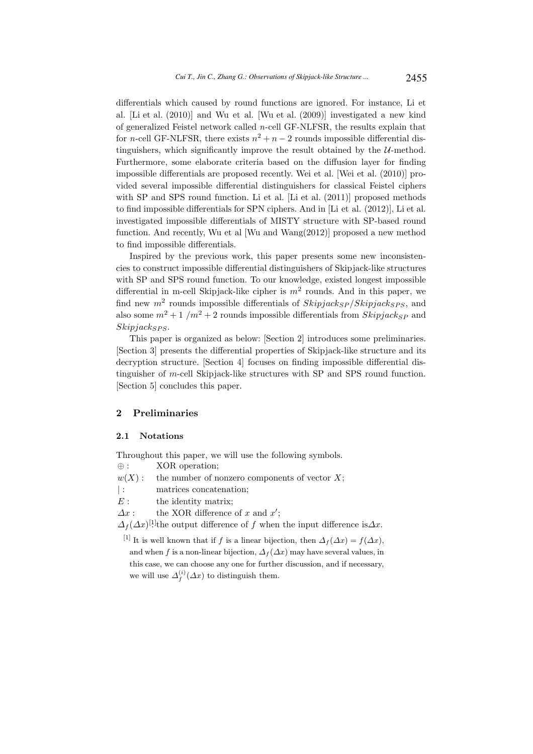differentials which caused by round functions are ignored. For instance, Li et al. [Li et al. (2010)] and Wu et al. [Wu et al. (2009)] investigated a new kind of generalized Feistel network called $n$-cell GF-NLFSR, the results explain that for $n$-cell GF-NLFSR, there exists $n^2 + n - 2$ rounds impossible differential distinguishers, which significantly improve the result obtained by the $\mathcal{U}$-method. Furthermore, some elaborate criteria based on the diffusion layer for finding impossible differentials are proposed recently. Wei et al. [Wei et al. (2010)] provided several impossible differential distinguishers for classical Feistel ciphers with SP and SPS round function. Li et al. [Li et al. (2011)] proposed methods to find impossible differentials for SPN ciphers. And in [Li et al. (2012)], Li et al. investigated impossible differentials of MISTY structure with SP-based round function. And recently, Wu et al [Wu and Wang(2012)] proposed a new method to find impossible differentials.

Inspired by the previous work, this paper presents some new inconsistencies to construct impossible differential distinguishers of Skipjack-like structures with SP and SPS round function. To our knowledge, existed longest impossible differential in m-cell Skipjack-like cipher is $m^2$ rounds. And in this paper, we find new $m^2$ rounds impossible differentials of $Skipjack_{SP}/Skipjack_{SPS}$, and also some $m^2+1$ /$m^2+2$ rounds impossible differentials from $Skipjack_{SP}$ and $Skipjack_{SPS}$.

This paper is organized as below: [Section 2] introduces some preliminaries. [Section 3] presents the differential properties of Skipjack-like structure and its decryption structure. [Section 4] focuses on finding impossible differential distinguisher of $m$-cell Skipjack-like structures with SP and SPS round function. [Section 5] concludes this paper.

## 2 Preliminaries

### 2.1 Notations

Throughout this paper, we will use the following symbols.

$\oplus$ : XOR operation;

$w(X)$ : the number of nonzero components of vector $X$;

$|$ : matrices concatenation;

$E$ : the identity matrix;

$\Delta x$ : the XOR difference of $x$ and $x'$;

$\Delta_f(\Delta x)$[1]: the output difference of $f$ when the input difference is $\Delta x$.

[1] It is well known that if $f$ is a linear bijection, then $\Delta_f(\Delta x) = f(\Delta x)$, and when $f$ is a non-linear bijection, $\Delta_f(\Delta x)$ may have several values, in this case, we can choose any one for further discussion, and if necessary, we will use $\Delta_f^{(i)}(\Delta x)$ to distinguish them.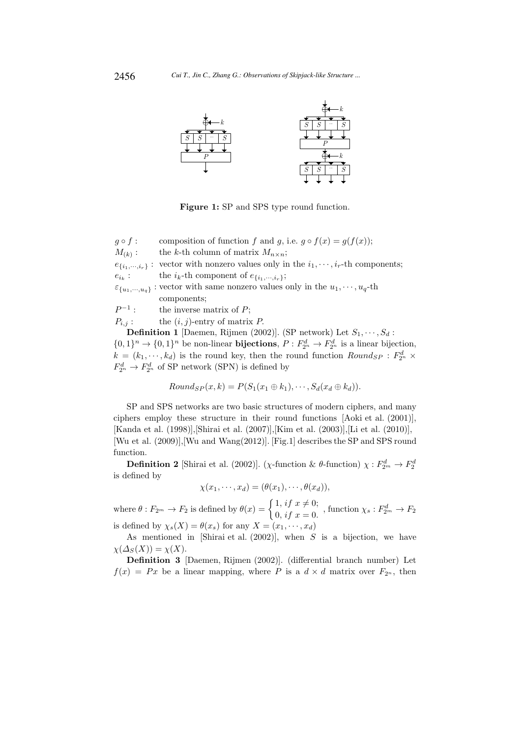**Figure 1:** SP and SPS type round function.

$g \circ f$ : composition of function $f$ and $g$, i.e. $g \circ f(x) = g(f(x))$;

$M_{(k)}$ : the $k$-th column of matrix $M_{n \times n}$;

$e_{\{i_1,\cdots,i_r\}}$ : vector with nonzero values only in the $i_1, \cdots, i_r$-th components;

$e_{i_k}$ : the $i_k$-th component of $e_{\{i_1,\cdots,i_r\}}$;

$\varepsilon_{\{u_1,\cdots,u_q\}}$ : vector with same nonzero values only in the $u_1, \cdots, u_q$-th components;

$P^{-1}$ : the inverse matrix of $P$;

$P_{i,j}$ : the $(i, j)$-entry of matrix $P$.

**Definition 1** [Daemen, Rijmen (2002)]. (SP network) Let $S_1, \cdots, S_d : \{0,1\}^n \to \{0,1\}^n$ be non-linear **bijections**, $P : F_{2^n}^d \to F_{2^n}^d$ is a linear bijection, $k = (k_1, \cdots, k_d)$ is the round key, then the round function $Round_{SP} : F_{2^n}^d \times F_{2^n}^d \to F_{2^n}^d$ of SP network (SPN) is defined by

$$Round_{SP}(x, k) = P(S_1(x_1 \oplus k_1), \cdots, S_d(x_d \oplus k_d)).$$

SP and SPS networks are two basic structures of modern ciphers, and many ciphers employ these structure in their round functions [Aoki et al. (2001)], [Kanda et al. (1998)],[Shirai et al. (2007)],[Kim et al. (2003)],[Li et al. (2010)], [Wu et al. (2009)],[Wu and Wang(2012)]. [Fig.1] describes the SP and SPS round function.

**Definition 2** [Shirai et al. (2002)]. ($\chi$-function & $\theta$-function) $\chi : F_{2^m}^d \to F_2^d$ is defined by

$$\chi(x_1, \cdots, x_d) = (\theta(x_1), \cdots, \theta(x_d)),$$

where $\theta : F_{2^m} \to F_2$ is defined by $\theta(x) = \begin{cases} 1, if\ x \neq 0; \\ 0, if\ x = 0. \end{cases}$ , function $\chi_s : F_{2^m}^d \to F_2$ is defined by $\chi_s(X) = \theta(x_s)$ for any $X = (x_1, \cdots, x_d)$

As mentioned in [Shirai et al. (2002)], when $S$ is a bijection, we have $\chi(\Delta_S(X)) = \chi(X)$.

**Definition 3** [Daemen, Rijmen (2002)]. (differential branch number) Let $f(x) = Px$ be a linear mapping, where $P$ is a $d \times d$ matrix over $F_{2^n}$, then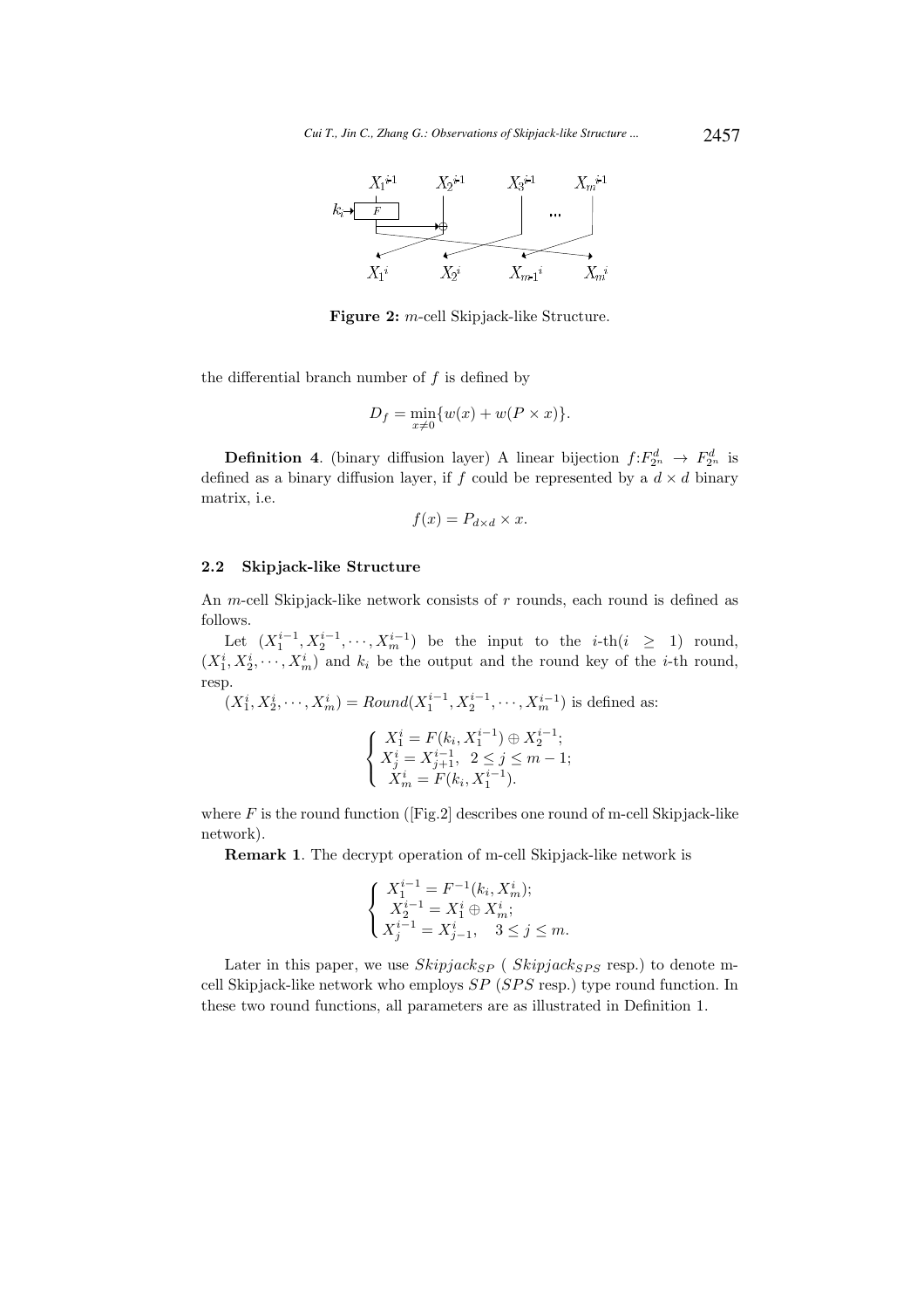**Figure 2:** $m$-cell Skipjack-like Structure.

the differential branch number of $f$ is defined by

$$D_f = \min_{x \neq 0}\{w(x) + w(P \times x)\}.$$

**Definition 4**. (binary diffusion layer) A linear bijection $f$:$F_{2^n}^d \rightarrow F_{2^n}^d$ is defined as a binary diffusion layer, if $f$ could be represented by a $d \times d$ binary matrix, i.e.

$$f(x) = P_{d \times d} \times x.$$

### 2.2 Skipjack-like Structure

An $m$-cell Skipjack-like network consists of $r$ rounds, each round is defined as follows.

Let $(X_1^{i-1}, X_2^{i-1}, \cdots, X_m^{i-1})$ be the input to the $i$-th($i \geq 1$) round, $(X_1^i, X_2^i, \cdots, X_m^i)$ and $k_i$ be the output and the round key of the $i$-th round, resp.

$(X_1^i, X_2^i, \cdots, X_m^i) = Round(X_1^{i-1}, X_2^{i-1}, \cdots, X_m^{i-1})$ is defined as:

$$\begin{cases} X_1^i = F(k_i, X_1^{i-1}) \oplus X_2^{i-1}; \\ X_j^i = X_{j+1}^{i-1}, \quad 2 \leq j \leq m-1; \\ X_m^i = F(k_i, X_1^{i-1}). \end{cases}$$

where $F$ is the round function ([Fig.2] describes one round of m-cell Skipjack-like network).

**Remark 1**. The decrypt operation of m-cell Skipjack-like network is

$$\begin{cases} X_1^{i-1} = F^{-1}(k_i, X_m^i); \\ X_2^{i-1} = X_1^i \oplus X_m^i; \\ X_j^{i-1} = X_{j-1}^i, \quad 3 \leq j \leq m. \end{cases}$$

Later in this paper, we use $Skipjack_{SP}$ ( $Skipjack_{SPS}$ resp.) to denote m-cell Skipjack-like network who employs $SP$ ($SPS$ resp.) type round function. In these two round functions, all parameters are as illustrated in Definition 1.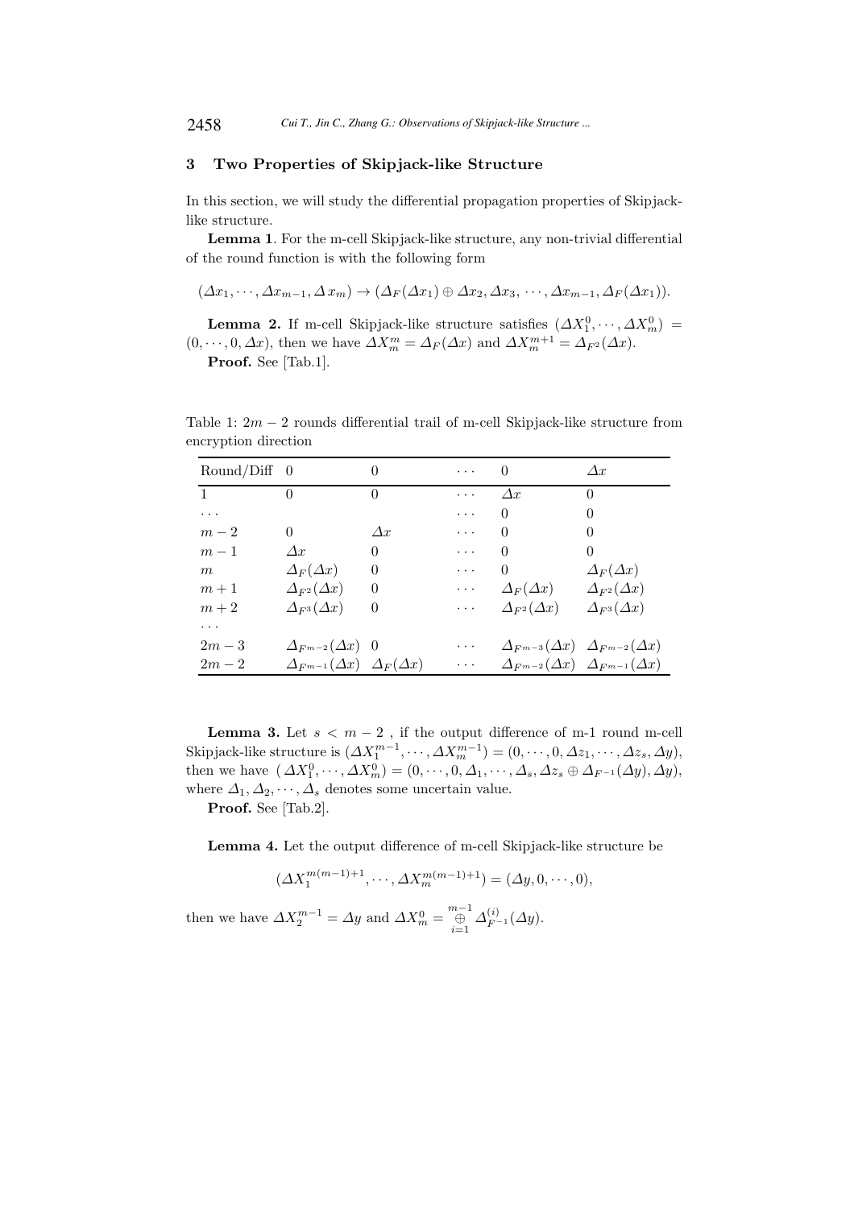## 3 Two Properties of Skipjack-like Structure

In this section, we will study the differential propagation properties of Skipjack-like structure.

**Lemma 1**. For the m-cell Skipjack-like structure, any non-trivial differential of the round function is with the following form

$$(\Delta x_1, \cdots, \Delta x_{m-1}, \Delta x_m) \to (\Delta_F(\Delta x_1) \oplus \Delta x_2, \Delta x_3, \cdots, \Delta x_{m-1}, \Delta_F(\Delta x_1)).$$

**Lemma 2.** If m-cell Skipjack-like structure satisfies $(\Delta X_1^0, \cdots, \Delta X_m^0) = (0, \cdots, 0, \Delta x)$, then we have $\Delta X_m^m = \Delta_F(\Delta x)$ and $\Delta X_m^{m+1} = \Delta_{F^2}(\Delta x)$.

**Proof.** See [Tab.1].

Table 1: $2m-2$ rounds differential trail of m-cell Skipjack-like structure from encryption direction

| Round/Diff | 0 | 0 | $\cdots$ | 0 | $\Delta x$ |
|---|---|---|---|---|---|
| 1 | 0 | 0 | $\cdots$ | $\Delta x$ | 0 |
| $\cdots$ | | | $\cdots$ | 0 | 0 |
| $m-2$ | 0 | $\Delta x$ | $\cdots$ | 0 | 0 |
| $m-1$ | $\Delta x$ | 0 | $\cdots$ | 0 | 0 |
| $m$ | $\Delta_F(\Delta x)$ | 0 | $\cdots$ | 0 | $\Delta_F(\Delta x)$ |
| $m+1$ | $\Delta_{F^2}(\Delta x)$ | 0 | $\cdots$ | $\Delta_F(\Delta x)$ | $\Delta_{F^2}(\Delta x)$ |
| $m+2$ | $\Delta_{F^3}(\Delta x)$ | 0 | $\cdots$ | $\Delta_{F^2}(\Delta x)$ | $\Delta_{F^3}(\Delta x)$ |
| $\cdots$ | | | | | |
| $2m-3$ | $\Delta_{F^{m-2}}(\Delta x)$ | 0 | $\cdots$ | $\Delta_{F^{m-3}}(\Delta x)$ | $\Delta_{F^{m-2}}(\Delta x)$ |
| $2m-2$ | $\Delta_{F^{m-1}}(\Delta x)$ | $\Delta_F(\Delta x)$ | $\cdots$ | $\Delta_{F^{m-2}}(\Delta x)$ | $\Delta_{F^{m-1}}(\Delta x)$ |

**Lemma 3.** Let $s < m-2$ , if the output difference of m-1 round m-cell Skipjack-like structure is $(\Delta X_1^{m-1}, \cdots, \Delta X_m^{m-1}) = (0, \cdots, 0, \Delta z_1, \cdots, \Delta z_s, \Delta y)$, then we have $(\Delta X_1^0, \cdots, \Delta X_m^0) = (0, \cdots, 0, \Delta_1, \cdots, \Delta_s, \Delta z_s \oplus \Delta_{F^{-1}}(\Delta y), \Delta y)$, where $\Delta_1, \Delta_2, \cdots, \Delta_s$ denotes some uncertain value.

**Proof.** See [Tab.2].

**Lemma 4.** Let the output difference of m-cell Skipjack-like structure be

$$(\Delta X_1^{m(m-1)+1}, \cdots, \Delta X_m^{m(m-1)+1}) = (\Delta y, 0, \cdots, 0),$$

then we have $\Delta X_2^{m-1} = \Delta y$ and $\Delta X_m^0 = \overset{m-1}{\underset{i=1}{\oplus}} \Delta_{F^{-1}}^{(i)}(\Delta y)$.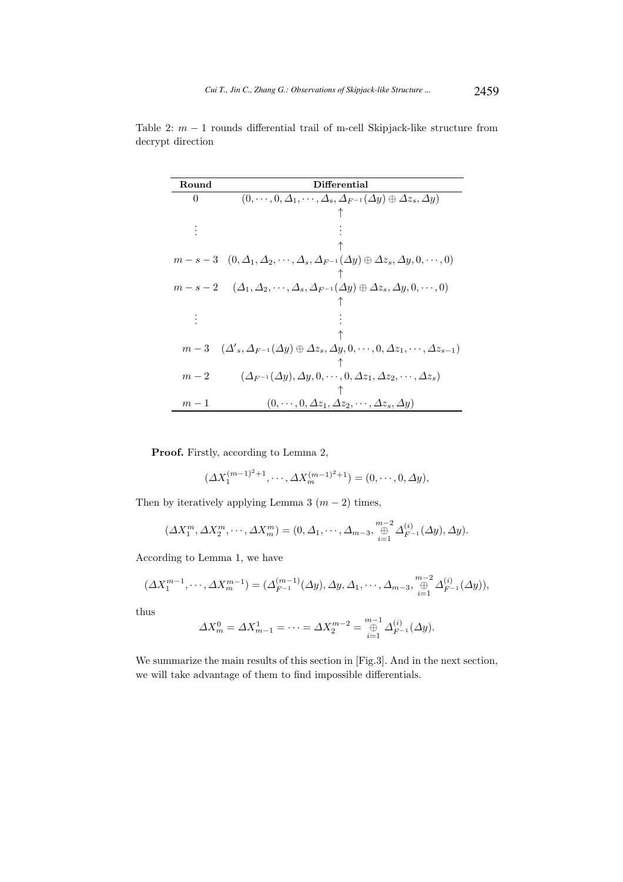Table 2: $m-1$ rounds differential trail of m-cell Skipjack-like structure from decrypt direction

| Round | Differential |
|---|---|
| 0 | $(0, \cdots, 0, \Delta_1, \cdots, \Delta_s, \Delta_{F^{-1}}(\Delta y) \oplus \Delta z_s, \Delta y)$ |
| | $\uparrow$ |
| $\vdots$ | $\vdots$ |
| | $\uparrow$ |
| $m-s-3$ | $(0, \Delta_1, \Delta_2, \cdots, \Delta_s, \Delta_{F^{-1}}(\Delta y) \oplus \Delta z_s, \Delta y, 0, \cdots, 0)$ |
| | $\uparrow$ |
| $m-s-2$ | $(\Delta_1, \Delta_2, \cdots, \Delta_s, \Delta_{F^{-1}}(\Delta y) \oplus \Delta z_s, \Delta y, 0, \cdots, 0)$ |
| | $\uparrow$ |
| $\vdots$ | $\vdots$ |
| | $\uparrow$ |
| $m-3$ | $(\Delta'_s, \Delta_{F^{-1}}(\Delta y) \oplus \Delta z_s, \Delta y, 0, \cdots, 0, \Delta z_1, \cdots, \Delta z_{s-1})$ |
| | $\uparrow$ |
| $m-2$ | $(\Delta_{F^{-1}}(\Delta y), \Delta y, 0, \cdots, 0, \Delta z_1, \Delta z_2, \cdots, \Delta z_s)$ |
| | $\uparrow$ |
| $m-1$ | $(0, \cdots, 0, \Delta z_1, \Delta z_2, \cdots, \Delta z_s, \Delta y)$ |

**Proof.** Firstly, according to Lemma 2,

$$(\Delta X_1^{(m-1)^2+1}, \cdots, \Delta X_m^{(m-1)^2+1}) = (0, \cdots, 0, \Delta y),$$

Then by iteratively applying Lemma 3 $(m-2)$ times,

$$(\Delta X_1^m, \Delta X_2^m, \cdots, \Delta X_m^m) = (0, \Delta_1, \cdots, \Delta_{m-3}, \overset{m-2}{\underset{i=1}{\oplus}} \Delta_{F^{-1}}^{(i)}(\Delta y), \Delta y).$$

According to Lemma 1, we have

$$(\Delta X_1^{m-1}, \cdots, \Delta X_m^{m-1}) = (\Delta_{F^{-1}}^{(m-1)}(\Delta y), \Delta y, \Delta_1, \cdots, \Delta_{m-3}, \overset{m-2}{\underset{i=1}{\oplus}} \Delta_{F^{-1}}^{(i)}(\Delta y)),$$

thus

$$\Delta X_m^0 = \Delta X_{m-1}^1 = \cdots = \Delta X_2^{m-2} = \overset{m-1}{\underset{i=1}{\oplus}} \Delta_{F^{-1}}^{(i)}(\Delta y).$$

We summarize the main results of this section in [Fig.3]. And in the next section, we will take advantage of them to find impossible differentials.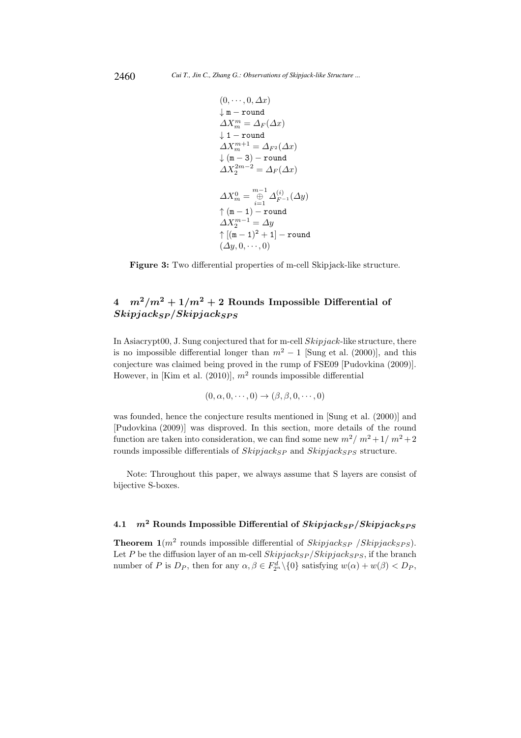$$
\begin{array}{l}
(0, \cdots, 0, \Delta x) \\
\downarrow \texttt{m} - \texttt{round} \\
\Delta X_m^m = \Delta_F(\Delta x) \\
\downarrow \texttt{1} - \texttt{round} \\
\Delta X_m^{m+1} = \Delta_{F^2}(\Delta x) \\
\downarrow (\texttt{m} - \texttt{3}) - \texttt{round} \\
\Delta X_2^{2m-2} = \Delta_F(\Delta x) \\
\\
\Delta X_m^0 = \overset{m-1}{\underset{i=1}{\oplus}} \Delta_{F^{-1}}^{(i)}(\Delta y) \\
\uparrow (\texttt{m} - \texttt{1}) - \texttt{round} \\
\Delta X_2^{m-1} = \Delta y \\
\uparrow [(\texttt{m} - \texttt{1})^2 + \texttt{1}] - \texttt{round} \\
(\Delta y, 0, \cdots, 0)
\end{array}
$$

**Figure 3:** Two differential properties of m-cell Skipjack-like structure.

## 4 $m^2/m^2+1/m^2+2$ Rounds Impossible Differential of $Skipjack_{SP}/Skipjack_{SPS}$

In Asiacrypt00, J. Sung conjectured that for m-cell *Skipjack*-like structure, there is no impossible differential longer than $m^2 - 1$ [Sung et al. (2000)], and this conjecture was claimed being proved in the rump of FSE09 [Pudovkina (2009)]. However, in [Kim et al. (2010)], $m^2$ rounds impossible differential

$$(0, \alpha, 0, \cdots, 0) \to (\beta, \beta, 0, \cdots, 0)$$

was founded, hence the conjecture results mentioned in [Sung et al. (2000)] and [Pudovkina (2009)] was disproved. In this section, more details of the round function are taken into consideration, we can find some new $m^2/\ m^2+1/\ m^2+2$ rounds impossible differentials of $Skipjack_{SP}$ and $Skipjack_{SPS}$ structure.

Note: Throughout this paper, we always assume that S layers are consist of bijective S-boxes.

### 4.1 $m^2$ Rounds Impossible Differential of $Skipjack_{SP}/Skipjack_{SPS}$

**Theorem 1**($m^2$ rounds impossible differential of $Skipjack_{SP}$ /$Skipjack_{SPS}$). Let $P$ be the diffusion layer of an m-cell $Skipjack_{SP}/Skipjack_{SPS}$, if the branch number of $P$ is $D_P$, then for any $\alpha, \beta \in F_{2^n}^d \setminus \{0\}$ satisfying $w(\alpha) + w(\beta) < D_P$,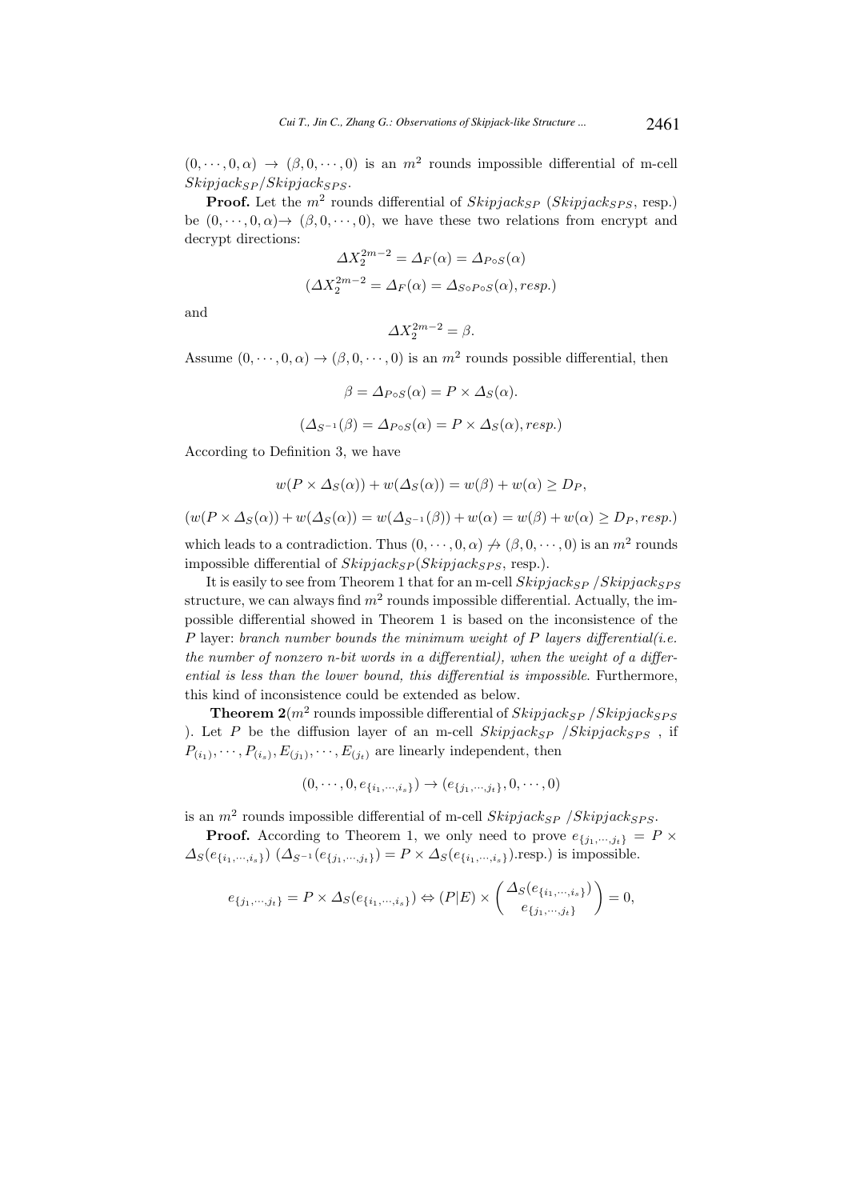$(0, \cdots, 0, \alpha) \rightarrow (\beta, 0, \cdots, 0)$ is an $m^2$ rounds impossible differential of m-cell $Skipjack_{SP}/Skipjack_{SPS}$.

**Proof.** Let the $m^2$ rounds differential of $Skipjack_{SP}$ ($Skipjack_{SPS}$, resp.) be $(0, \cdots, 0, \alpha) \rightarrow (\beta, 0, \cdots, 0)$, we have these two relations from encrypt and decrypt directions:

$$\Delta X_2^{2m-2} = \Delta_F(\alpha) = \Delta_{P \circ S}(\alpha)$$

$$(\Delta X_2^{2m-2} = \Delta_F(\alpha) = \Delta_{S \circ P \circ S}(\alpha), resp.)$$

and

$$\Delta X_2^{2m-2} = \beta.$$

Assume $(0, \cdots, 0, \alpha) \rightarrow (\beta, 0, \cdots, 0)$ is an $m^2$ rounds possible differential, then

$$\beta = \Delta_{P \circ S}(\alpha) = P \times \Delta_S(\alpha).$$

$$(\Delta_{S^{-1}}(\beta) = \Delta_{P \circ S}(\alpha) = P \times \Delta_S(\alpha), resp.)$$

According to Definition 3, we have

$$w(P \times \Delta_S(\alpha)) + w(\Delta_S(\alpha)) = w(\beta) + w(\alpha) \geq D_P,$$

$$(w(P \times \Delta_S(\alpha)) + w(\Delta_S(\alpha)) = w(\Delta_{S^{-1}}(\beta)) + w(\alpha) = w(\beta) + w(\alpha) \geq D_P, resp.)$$

which leads to a contradiction. Thus $(0, \cdots, 0, \alpha) \not\rightarrow (\beta, 0, \cdots, 0)$ is an $m^2$ rounds impossible differential of $Skipjack_{SP}$($Skipjack_{SPS}$, resp.).

It is easily to see from Theorem 1 that for an m-cell $Skipjack_{SP}$ /$Skipjack_{SPS}$ structure, we can always find $m^2$ rounds impossible differential. Actually, the impossible differential showed in Theorem 1 is based on the inconsistence of the $P$ layer: *branch number bounds the minimum weight of $P$ layers differential(i.e. the number of nonzero n-bit words in a differential), when the weight of a differential is less than the lower bound, this differential is impossible*. Furthermore, this kind of inconsistence could be extended as below.

**Theorem 2**($m^2$ rounds impossible differential of $Skipjack_{SP}$ /$Skipjack_{SPS}$ ). Let $P$ be the diffusion layer of an m-cell $Skipjack_{SP}$ /$Skipjack_{SPS}$ , if $P_{(i_1)}, \cdots, P_{(i_s)}, E_{(j_1)}, \cdots, E_{(j_t)}$ are linearly independent, then

$$(0, \cdots, 0, e_{\{i_1, \cdots, i_s\}}) \rightarrow (e_{\{j_1, \cdots, j_t\}}, 0, \cdots, 0)$$

is an $m^2$ rounds impossible differential of m-cell $Skipjack_{SP}$ /$Skipjack_{SPS}$.

**Proof.** According to Theorem 1, we only need to prove $e_{\{j_1, \cdots, j_t\}} = P \times \Delta_S(e_{\{i_1, \cdots, i_s\}})$ ($\Delta_{S^{-1}}(e_{\{j_1, \cdots, j_t\}}) = P \times \Delta_S(e_{\{i_1, \cdots, i_s\}})$.resp.) is impossible.

$$e_{\{j_1, \cdots, j_t\}} = P \times \Delta_S(e_{\{i_1, \cdots, i_s\}}) \Leftrightarrow (P|E) \times \begin{pmatrix} \Delta_S(e_{\{i_1, \cdots, i_s\}}) \\ e_{\{j_1, \cdots, j_t\}} \end{pmatrix} = 0,$$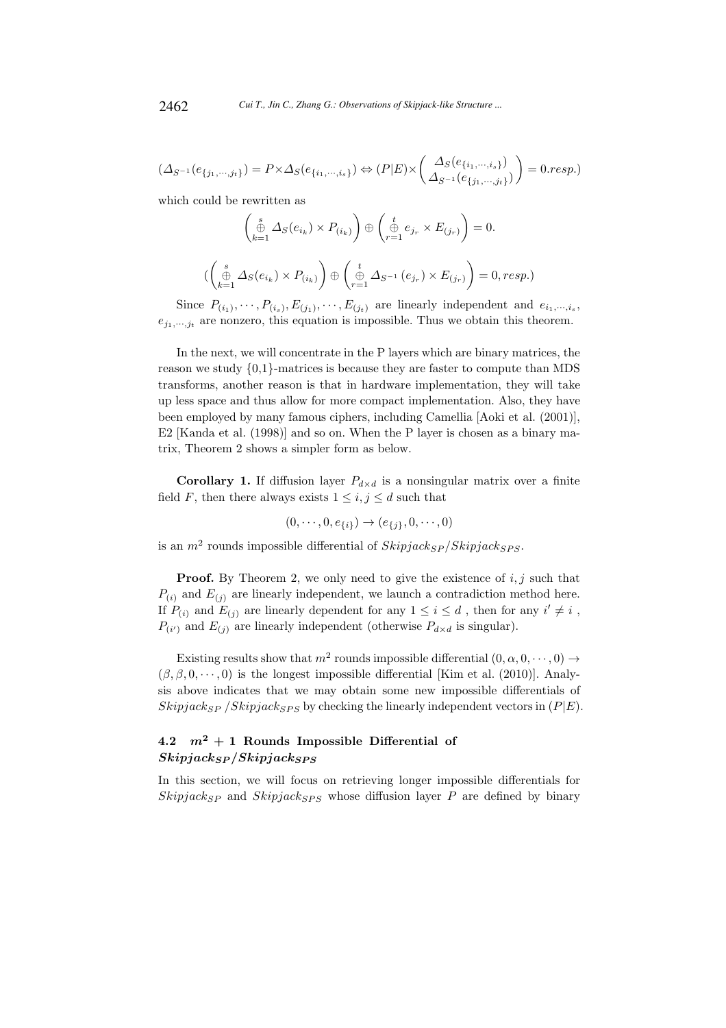$$(\Delta_{S^{-1}}(e_{\{j_1,\cdots,j_t\}}) = P\times\Delta_S(e_{\{i_1,\cdots,i_s\}}) \Leftrightarrow (P|E)\times\begin{pmatrix} \Delta_S(e_{\{i_1,\cdots,i_s\}}) \\ \Delta_{S^{-1}}(e_{\{j_1,\cdots,j_t\}}) \end{pmatrix} = 0.resp.)$$

which could be rewritten as

$$\left(\overset{s}{\underset{k=1}{\oplus}} \Delta_S(e_{i_k}) \times P_{(i_k)}\right) \oplus \left(\overset{t}{\underset{r=1}{\oplus}} e_{j_r} \times E_{(j_r)}\right) = 0.$$

$$(\left(\overset{s}{\underset{k=1}{\oplus}} \Delta_S(e_{i_k}) \times P_{(i_k)}\right) \oplus \left(\overset{t}{\underset{r=1}{\oplus}} \Delta_{S^{-1}}(e_{j_r}) \times E_{(j_r)}\right) = 0, resp.)$$

Since $P_{(i_1)}, \cdots, P_{(i_s)}, E_{(j_1)}, \cdots, E_{(j_t)}$ are linearly independent and $e_{i_1,\cdots,i_s}$, $e_{j_1,\cdots,j_t}$ are nonzero, this equation is impossible. Thus we obtain this theorem.

In the next, we will concentrate in the P layers which are binary matrices, the reason we study {0,1}-matrices is because they are faster to compute than MDS transforms, another reason is that in hardware implementation, they will take up less space and thus allow for more compact implementation. Also, they have been employed by many famous ciphers, including Camellia [Aoki et al. (2001)], E2 [Kanda et al. (1998)] and so on. When the P layer is chosen as a binary matrix, Theorem 2 shows a simpler form as below.

**Corollary 1.** If diffusion layer $P_{d\times d}$ is a nonsingular matrix over a finite field $F$, then there always exists $1 \leq i, j \leq d$ such that

$$(0, \cdots, 0, e_{\{i\}}) \rightarrow (e_{\{j\}}, 0, \cdots, 0)$$

is an $m^2$ rounds impossible differential of $Skipjack_{SP}/Skipjack_{SPS}$.

**Proof.** By Theorem 2, we only need to give the existence of $i, j$ such that $P_{(i)}$ and $E_{(j)}$ are linearly independent, we launch a contradiction method here. If $P_{(i)}$ and $E_{(j)}$ are linearly dependent for any $1 \leq i \leq d$ , then for any $i' \neq i$ , $P_{(i')}$ and $E_{(j)}$ are linearly independent (otherwise $P_{d\times d}$ is singular).

Existing results show that $m^2$ rounds impossible differential $(0, \alpha, 0, \cdots, 0) \rightarrow (\beta, \beta, 0, \cdots, 0)$ is the longest impossible differential [Kim et al. (2010)]. Analysis above indicates that we may obtain some new impossible differentials of $Skipjack_{SP}$ /$Skipjack_{SPS}$ by checking the linearly independent vectors in $(P|E)$.

### 4.2 $m^2 + 1$ Rounds Impossible Differential of $Skipjack_{SP}/Skipjack_{SPS}$

In this section, we will focus on retrieving longer impossible differentials for $Skipjack_{SP}$ and $Skipjack_{SPS}$ whose diffusion layer $P$ are defined by binary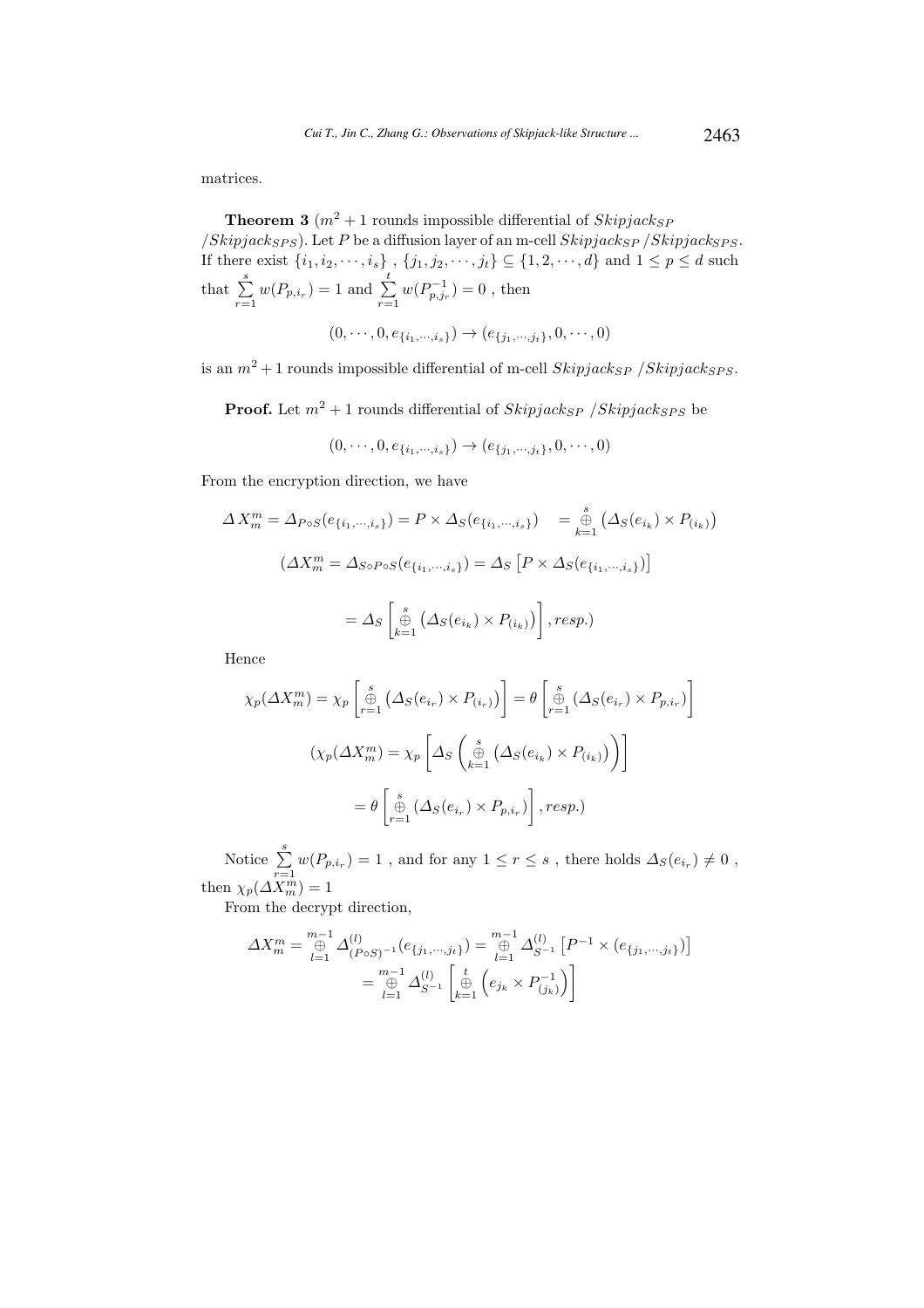matrices.

**Theorem 3** ($m^2+1$ rounds impossible differential of $Skipjack_{SP}$ /$Skipjack_{SPS}$). Let $P$ be a diffusion layer of an m-cell $Skipjack_{SP}$ /$Skipjack_{SPS}$. If there exist $\{i_1, i_2, \cdots, i_s\}$ , $\{j_1, j_2, \cdots, j_t\} \subseteq \{1, 2, \cdots, d\}$ and $1 \le p \le d$ such that $\sum_{r=1}^{s} w(P_{p,i_r}) = 1$ and $\sum_{r=1}^{t} w(P^{-1}_{p,j_r}) = 0$ , then

$$(0, \cdots, 0, e_{\{i_1,\cdots,i_s\}}) \to (e_{\{j_1,\cdots,j_t\}}, 0, \cdots, 0)$$

is an $m^2+1$ rounds impossible differential of m-cell $Skipjack_{SP}$ /$Skipjack_{SPS}$.

**Proof.** Let $m^2+1$ rounds differential of $Skipjack_{SP}$ /$Skipjack_{SPS}$ be

$$(0, \cdots, 0, e_{\{i_1,\cdots,i_s\}}) \to (e_{\{j_1,\cdots,j_t\}}, 0, \cdots, 0)$$

From the encryption direction, we have

$$\Delta X^m_m = \Delta_{P\circ S}(e_{\{i_1,\cdots,i_s\}}) = P \times \Delta_S(e_{\{i_1,\cdots,i_s\}}) \quad = \mathop{\oplus}_{k=1}^{s} \left(\Delta_S(e_{i_k}) \times P_{(i_k)}\right)$$

$$(\Delta X^m_m = \Delta_{S\circ P\circ S}(e_{\{i_1,\cdots,i_s\}}) = \Delta_S \left[P \times \Delta_S(e_{\{i_1,\cdots,i_s\}})\right]$$

$$= \Delta_S \left[\mathop{\oplus}_{k=1}^{s} \left(\Delta_S(e_{i_k}) \times P_{(i_k)}\right)\right], resp.)$$

Hence

$$\chi_p(\Delta X^m_m) = \chi_p \left[\mathop{\oplus}_{r=1}^{s} \left(\Delta_S(e_{i_r}) \times P_{(i_r)}\right)\right] = \theta \left[\mathop{\oplus}_{r=1}^{s} \left(\Delta_S(e_{i_r}) \times P_{p,i_r}\right)\right]$$

$$(\chi_p(\Delta X^m_m) = \chi_p \left[\Delta_S \left(\mathop{\oplus}_{k=1}^{s} \left(\Delta_S(e_{i_k}) \times P_{(i_k)}\right)\right)\right]$$

$$= \theta \left[\mathop{\oplus}_{r=1}^{s} \left(\Delta_S(e_{i_r}) \times P_{p,i_r}\right)\right], resp.)$$

Notice $\sum_{r=1}^{s} w(P_{p,i_r}) = 1$ , and for any $1 \le r \le s$ , there holds $\Delta_S(e_{i_r}) \ne 0$ , then $\chi_p(\Delta X^m_m) = 1$

From the decrypt direction,

$$\Delta X^m_m = \mathop{\oplus}_{l=1}^{m-1} \Delta^{(l)}_{(P\circ S)^{-1}}(e_{\{j_1,\cdots,j_t\}}) = \mathop{\oplus}_{l=1}^{m-1} \Delta^{(l)}_{S^{-1}} \left[P^{-1} \times (e_{\{j_1,\cdots,j_t\}})\right]$$
$$= \mathop{\oplus}_{l=1}^{m-1} \Delta^{(l)}_{S^{-1}} \left[\mathop{\oplus}_{k=1}^{t} \left(e_{j_k} \times P^{-1}_{(j_k)}\right)\right]$$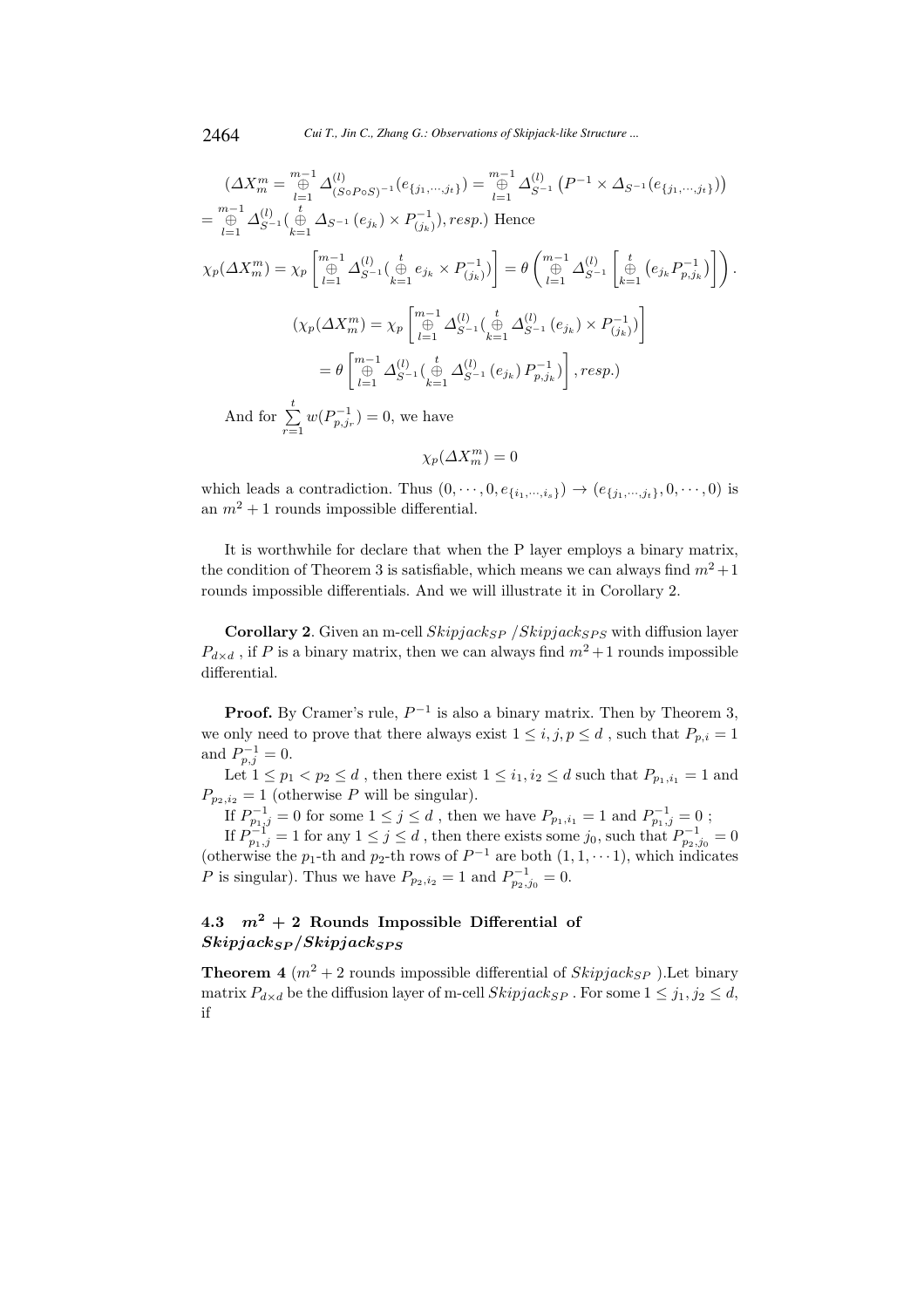$(\Delta X_m^m = \overset{m-1}{\underset{l=1}{\oplus}} \Delta^{(l)}_{(S\circ P\circ S)^{-1}}(e_{\{j_1,\cdots,j_t\}}) = \overset{m-1}{\underset{l=1}{\oplus}} \Delta^{(l)}_{S^{-1}}\left(P^{-1} \times \Delta_{S^{-1}}(e_{\{j_1,\cdots,j_t\}})\right)$
$= \overset{m-1}{\underset{l=1}{\oplus}} \Delta^{(l)}_{S^{-1}}(\overset{t}{\underset{k=1}{\oplus}} \Delta_{S^{-1}}(e_{j_k}) \times P^{-1}_{(j_k)}), resp.)$ Hence

$$\chi_p(\Delta X_m^m) = \chi_p\left[\overset{m-1}{\underset{l=1}{\oplus}} \Delta^{(l)}_{S^{-1}}(\overset{t}{\underset{k=1}{\oplus}} e_{j_k} \times P^{-1}_{(j_k)})\right] = \theta\left(\overset{m-1}{\underset{l=1}{\oplus}} \Delta^{(l)}_{S^{-1}}\left[\overset{t}{\underset{k=1}{\oplus}} \left(e_{j_k} P^{-1}_{p,j_k}\right)\right]\right).$$

$$(\chi_p(\Delta X_m^m) = \chi_p\left[\overset{m-1}{\underset{l=1}{\oplus}} \Delta^{(l)}_{S^{-1}}(\overset{t}{\underset{k=1}{\oplus}} \Delta^{(l)}_{S^{-1}}(e_{j_k}) \times P^{-1}_{(j_k)})\right]$$
$$= \theta\left[\overset{m-1}{\underset{l=1}{\oplus}} \Delta^{(l)}_{S^{-1}}(\overset{t}{\underset{k=1}{\oplus}} \Delta^{(l)}_{S^{-1}}(e_{j_k}) P^{-1}_{p,j_k})\right], resp.)$$

And for $\sum_{r=1}^{t} w(P^{-1}_{p,j_r}) = 0$, we have

$$\chi_p(\Delta X_m^m) = 0$$

which leads a contradiction. Thus $(0,\cdots,0,e_{\{i_1,\cdots,i_s\}}) \to (e_{\{j_1,\cdots,j_t\}},0,\cdots,0)$ is an $m^2+1$ rounds impossible differential.

It is worthwhile for declare that when the P layer employs a binary matrix, the condition of Theorem 3 is satisfiable, which means we can always find $m^2+1$ rounds impossible differentials. And we will illustrate it in Corollary 2.

**Corollary 2**. Given an m-cell $Skipjack_{SP}$ /$Skipjack_{SPS}$ with diffusion layer $P_{d\times d}$ , if $P$ is a binary matrix, then we can always find $m^2+1$ rounds impossible differential.

**Proof.** By Cramer's rule, $P^{-1}$ is also a binary matrix. Then by Theorem 3, we only need to prove that there always exist $1 \le i, j, p \le d$ , such that $P_{p,i} = 1$ and $P^{-1}_{p,j} = 0$.

Let $1 \le p_1 < p_2 \le d$ , then there exist $1 \le i_1, i_2 \le d$ such that $P_{p_1,i_1} = 1$ and $P_{p_2,i_2} = 1$ (otherwise $P$ will be singular).

If $P^{-1}_{p_1,j} = 0$ for some $1 \le j \le d$ , then we have $P_{p_1,i_1} = 1$ and $P^{-1}_{p_1,j} = 0$ ;

If $P^{-1}_{p_1,j} = 1$ for any $1 \le j \le d$ , then there exists some $j_0$, such that $P^{-1}_{p_2,j_0} = 0$ (otherwise the $p_1$-th and $p_2$-th rows of $P^{-1}$ are both $(1,1,\cdots 1)$, which indicates $P$ is singular). Thus we have $P_{p_2,i_2} = 1$ and $P^{-1}_{p_2,j_0} = 0$.

### 4.3 $m^2+2$ Rounds Impossible Differential of $Skipjack_{SP}$/$Skipjack_{SPS}$

**Theorem 4** ($m^2+2$ rounds impossible differential of $Skipjack_{SP}$ ).Let binary matrix $P_{d\times d}$ be the diffusion layer of m-cell $Skipjack_{SP}$ . For some $1 \le j_1, j_2 \le d$, if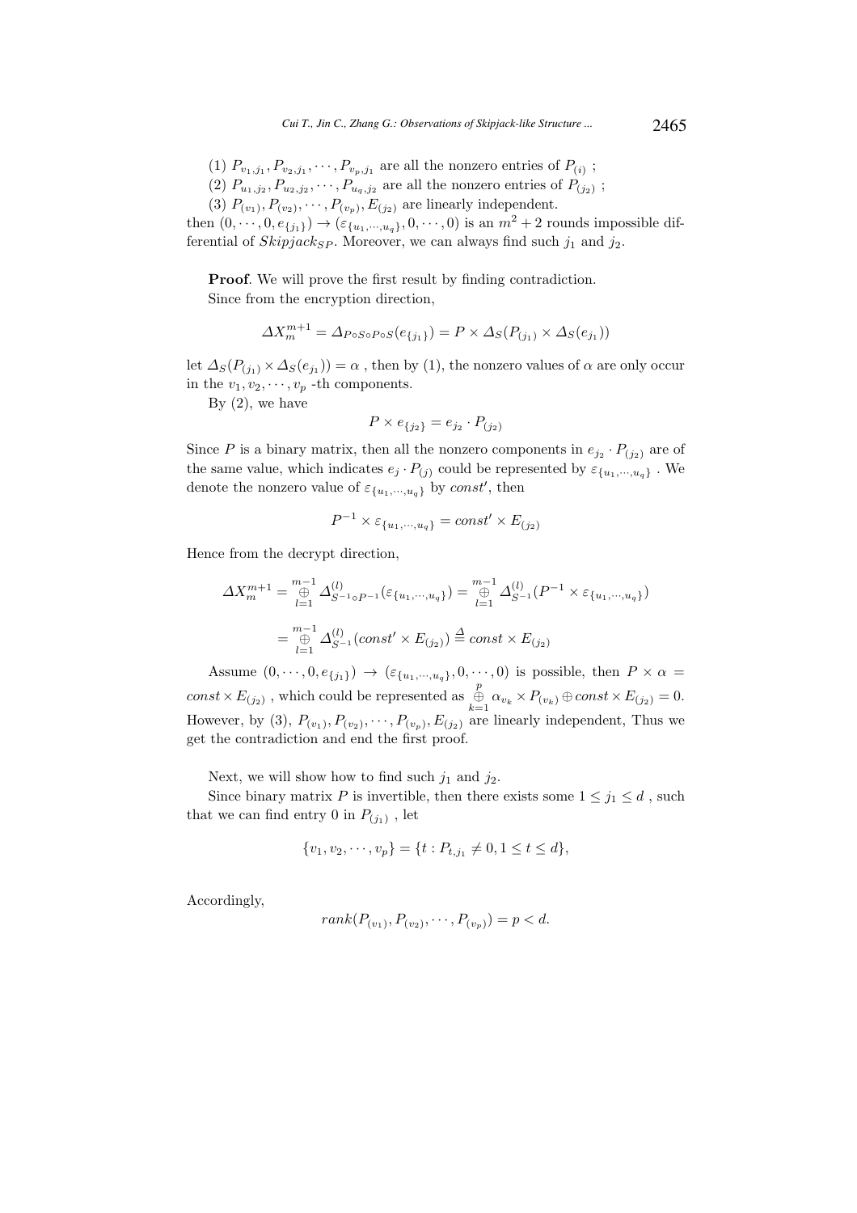(1) $P_{v_1,j_1}, P_{v_2,j_1}, \cdots, P_{v_p,j_1}$ are all the nonzero entries of $P_{(i)}$ ;

(2) $P_{u_1,j_2}, P_{u_2,j_2}, \cdots, P_{u_q,j_2}$ are all the nonzero entries of $P_{(j_2)}$ ;

(3) $P_{(v_1)}, P_{(v_2)}, \cdots, P_{(v_p)}, E_{(j_2)}$ are linearly independent.

then $(0, \cdots, 0, e_{\{j_1\}}) \to (\varepsilon_{\{u_1,\cdots,u_q\}}, 0, \cdots, 0)$ is an $m^2 + 2$ rounds impossible differential of $Skipjack_{SP}$. Moreover, we can always find such $j_1$ and $j_2$.

**Proof**. We will prove the first result by finding contradiction.

Since from the encryption direction,

$$\Delta X_m^{m+1} = \Delta_{P \circ S \circ P \circ S}(e_{\{j_1\}}) = P \times \Delta_S(P_{(j_1)} \times \Delta_S(e_{j_1}))$$

let $\Delta_S(P_{(j_1)} \times \Delta_S(e_{j_1})) = \alpha$ , then by (1), the nonzero values of $\alpha$ are only occur in the $v_1, v_2, \cdots, v_p$ -th components.

By (2), we have

$$P \times e_{\{j_2\}} = e_{j_2} \cdot P_{(j_2)}$$

Since $P$ is a binary matrix, then all the nonzero components in $e_{j_2} \cdot P_{(j_2)}$ are of the same value, which indicates $e_j \cdot P_{(j)}$ could be represented by $\varepsilon_{\{u_1,\cdots,u_q\}}$ . We denote the nonzero value of $\varepsilon_{\{u_1,\cdots,u_q\}}$ by $const'$, then

$$P^{-1} \times \varepsilon_{\{u_1,\cdots,u_q\}} = const' \times E_{(j_2)}$$

Hence from the decrypt direction,

$$\Delta X_m^{m+1} = \mathop{\oplus}_{l=1}^{m-1} \Delta^{(l)}_{S^{-1} \circ P^{-1}}(\varepsilon_{\{u_1,\cdots,u_q\}}) = \mathop{\oplus}_{l=1}^{m-1} \Delta^{(l)}_{S^{-1}}(P^{-1} \times \varepsilon_{\{u_1,\cdots,u_q\}})$$

$$= \mathop{\oplus}_{l=1}^{m-1} \Delta^{(l)}_{S^{-1}}(const' \times E_{(j_2)}) \stackrel{\Delta}{=} const \times E_{(j_2)}$$

Assume $(0, \cdots, 0, e_{\{j_1\}}) \to (\varepsilon_{\{u_1,\cdots,u_q\}}, 0, \cdots, 0)$ is possible, then $P \times \alpha = const \times E_{(j_2)}$ , which could be represented as $\mathop{\oplus}_{k=1}^{p} \alpha_{v_k} \times P_{(v_k)} \oplus const \times E_{(j_2)} = 0$. However, by (3), $P_{(v_1)}, P_{(v_2)}, \cdots, P_{(v_p)}, E_{(j_2)}$ are linearly independent, Thus we get the contradiction and end the first proof.

Next, we will show how to find such $j_1$ and $j_2$.

Since binary matrix $P$ is invertible, then there exists some $1 \leq j_1 \leq d$ , such that we can find entry 0 in $P_{(j_1)}$ , let

$$\{v_1, v_2, \cdots, v_p\} = \{t : P_{t,j_1} \neq 0, 1 \leq t \leq d\},$$

Accordingly,

$$rank(P_{(v_1)}, P_{(v_2)}, \cdots, P_{(v_p)}) = p < d.$$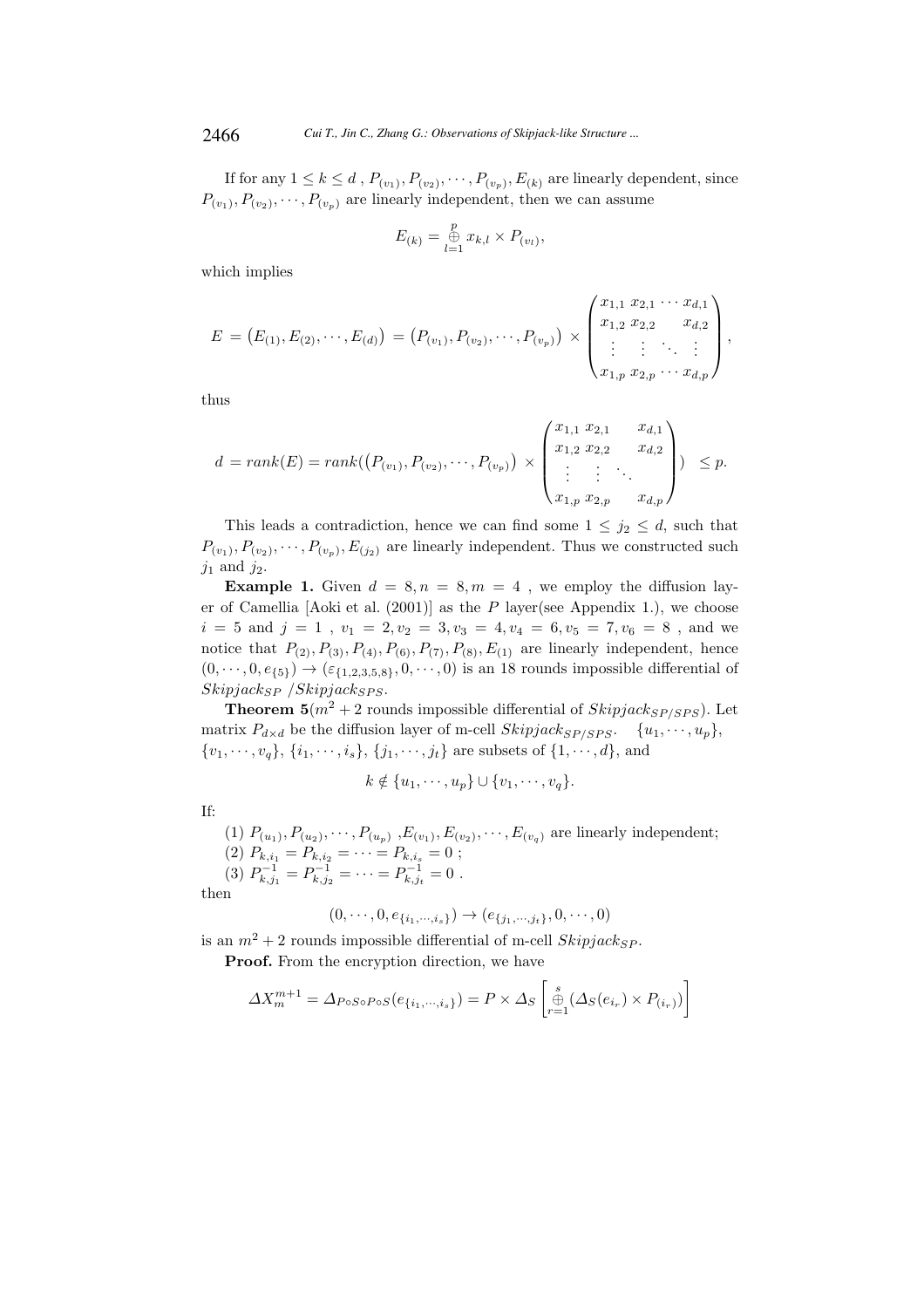If for any $1 \leq k \leq d$ , $P_{(v_1)}, P_{(v_2)}, \cdots, P_{(v_p)}, E_{(k)}$ are linearly dependent, since $P_{(v_1)}, P_{(v_2)}, \cdots, P_{(v_p)}$ are linearly independent, then we can assume

$$E_{(k)} = \overset{p}{\underset{l=1}{\oplus}} x_{k,l} \times P_{(v_l)},$$

which implies

$$E = \left(E_{(1)}, E_{(2)}, \cdots, E_{(d)}\right) = \left(P_{(v_1)}, P_{(v_2)}, \cdots, P_{(v_p)}\right) \times \begin{pmatrix} x_{1,1} & x_{2,1} & \cdots & x_{d,1} \\ x_{1,2} & x_{2,2} & & x_{d,2} \\ \vdots & \vdots & \ddots & \vdots \\ x_{1,p} & x_{2,p} & \cdots & x_{d,p} \end{pmatrix},$$

thus

$$d = rank(E) = rank(\left(P_{(v_1)}, P_{(v_2)}, \cdots, P_{(v_p)}\right) \times \begin{pmatrix} x_{1,1} & x_{2,1} & & x_{d,1} \\ x_{1,2} & x_{2,2} & & x_{d,2} \\ \vdots & \vdots & \ddots & \\ x_{1,p} & x_{2,p} & & x_{d,p} \end{pmatrix}) \leq p.$$

This leads a contradiction, hence we can find some $1 \leq j_2 \leq d$, such that $P_{(v_1)}, P_{(v_2)}, \cdots, P_{(v_p)}, E_{(j_2)}$ are linearly independent. Thus we constructed such $j_1$ and $j_2$.

**Example 1.** Given $d = 8, n = 8, m = 4$ , we employ the diffusion layer of Camellia [Aoki et al. (2001)] as the $P$ layer(see Appendix 1.), we choose $i = 5$ and $j = 1$ , $v_1 = 2, v_2 = 3, v_3 = 4, v_4 = 6, v_5 = 7, v_6 = 8$ , and we notice that $P_{(2)}, P_{(3)}, P_{(4)}, P_{(6)}, P_{(7)}, P_{(8)}, E_{(1)}$ are linearly independent, hence $(0, \cdots, 0, e_{\{5\}}) \rightarrow (\varepsilon_{\{1,2,3,5,8\}}, 0, \cdots, 0)$ is an 18 rounds impossible differential of $Skipjack_{SP}$ /$Skipjack_{SPS}$.

**Theorem 5**($m^2 + 2$ rounds impossible differential of $Skipjack_{SP/SPS}$). Let matrix $P_{d\times d}$ be the diffusion layer of m-cell $Skipjack_{SP/SPS}$. $\{u_1, \cdots, u_p\}$, $\{v_1, \cdots, v_q\}$, $\{i_1, \cdots, i_s\}$, $\{j_1, \cdots, j_t\}$ are subsets of $\{1, \cdots, d\}$, and

$$k \notin \{u_1, \cdots, u_p\} \cup \{v_1, \cdots, v_q\}.$$

If:

(1) $P_{(u_1)}, P_{(u_2)}, \cdots, P_{(u_p)}$ ,$E_{(v_1)}, E_{(v_2)}, \cdots, E_{(v_q)}$ are linearly independent;
(2) $P_{k,i_1} = P_{k,i_2} = \cdots = P_{k,i_s} = 0$ ;
(3) $P^{-1}_{k,j_1} = P^{-1}_{k,j_2} = \cdots = P^{-1}_{k,j_t} = 0$ .

then

$$(0, \cdots, 0, e_{\{i_1,\cdots,i_s\}}) \rightarrow (e_{\{j_1,\cdots,j_t\}}, 0, \cdots, 0)$$

is an $m^2 + 2$ rounds impossible differential of m-cell $Skipjack_{SP}$.

**Proof.** From the encryption direction, we have

$$\Delta X^{m+1}_m = \Delta_{P\circ S\circ P\circ S}(e_{\{i_1,\cdots,i_s\}}) = P \times \Delta_S \left[\overset{s}{\underset{r=1}{\oplus}} (\Delta_S(e_{i_r}) \times P_{(i_r)})\right]$$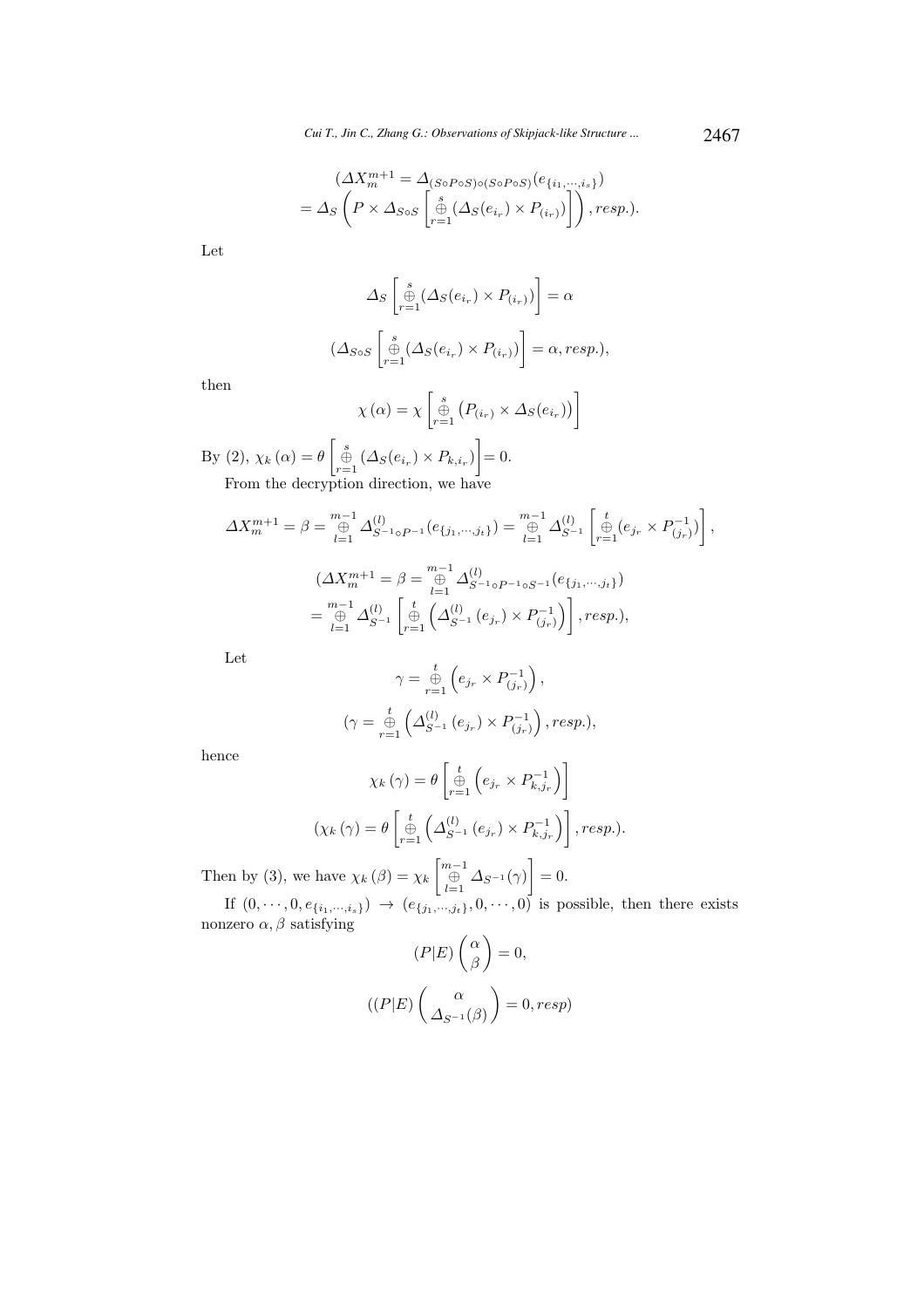$$(\varDelta X_m^{m+1} = \varDelta_{(S\circ P\circ S)\circ(S\circ P\circ S)}(e_{\{i_1,\cdots,i_s\}})$$
$$= \varDelta_S\left(P \times \varDelta_{S\circ S}\left[\overset{s}{\underset{r=1}{\oplus}}(\varDelta_S(e_{i_r}) \times P_{(i_r)})\right]\right), resp.).$$

Let

$$\varDelta_S\left[\overset{s}{\underset{r=1}{\oplus}}(\varDelta_S(e_{i_r}) \times P_{(i_r)})\right] = \alpha$$

$$(\varDelta_{S\circ S}\left[\overset{s}{\underset{r=1}{\oplus}}(\varDelta_S(e_{i_r}) \times P_{(i_r)})\right] = \alpha, resp.),$$

then

$$\chi(\alpha) = \chi\left[\overset{s}{\underset{r=1}{\oplus}}\left(P_{(i_r)} \times \varDelta_S(e_{i_r})\right)\right]$$

By (2), $\chi_k(\alpha) = \theta\left[\overset{s}{\underset{r=1}{\oplus}}(\varDelta_S(e_{i_r}) \times P_{k,i_r})\right] = 0.$

From the decryption direction, we have

$$\varDelta X_m^{m+1} = \beta = \overset{m-1}{\underset{l=1}{\oplus}} \varDelta^{(l)}_{S^{-1}\circ P^{-1}}(e_{\{j_1,\cdots,j_t\}}) = \overset{m-1}{\underset{l=1}{\oplus}} \varDelta^{(l)}_{S^{-1}}\left[\overset{t}{\underset{r=1}{\oplus}}(e_{j_r} \times P^{-1}_{(j_r)})\right],$$

$$(\varDelta X_m^{m+1} = \beta = \overset{m-1}{\underset{l=1}{\oplus}} \varDelta^{(l)}_{S^{-1}\circ P^{-1}\circ S^{-1}}(e_{\{j_1,\cdots,j_t\}})$$
$$= \overset{m-1}{\underset{l=1}{\oplus}} \varDelta^{(l)}_{S^{-1}}\left[\overset{t}{\underset{r=1}{\oplus}}\left(\varDelta^{(l)}_{S^{-1}}(e_{j_r}) \times P^{-1}_{(j_r)}\right)\right], resp.),$$

Let

$$\gamma = \overset{t}{\underset{r=1}{\oplus}}\left(e_{j_r} \times P^{-1}_{(j_r)}\right),$$

$$(\gamma = \overset{t}{\underset{r=1}{\oplus}}\left(\varDelta^{(l)}_{S^{-1}}(e_{j_r}) \times P^{-1}_{(j_r)}\right), resp.),$$

hence

$$\chi_k(\gamma) = \theta\left[\overset{t}{\underset{r=1}{\oplus}}\left(e_{j_r} \times P^{-1}_{k,j_r}\right)\right]$$

$$(\chi_k(\gamma) = \theta\left[\overset{t}{\underset{r=1}{\oplus}}\left(\varDelta^{(l)}_{S^{-1}}(e_{j_r}) \times P^{-1}_{k,j_r}\right)\right], resp.).$$

Then by (3), we have $\chi_k(\beta) = \chi_k\left[\overset{m-1}{\underset{l=1}{\oplus}} \varDelta_{S^{-1}}(\gamma)\right] = 0.$

If $(0,\cdots,0,e_{\{i_1,\cdots,i_s\}}) \to (e_{\{j_1,\cdots,j_t\}},0,\cdots,0)$ is possible, then there exists nonzero $\alpha, \beta$ satisfying

$$(P|E)\begin{pmatrix}\alpha\\ \beta\end{pmatrix} = 0,$$

$$((P|E)\begin{pmatrix}\alpha\\ \varDelta_{S^{-1}}(\beta)\end{pmatrix} = 0, resp)$$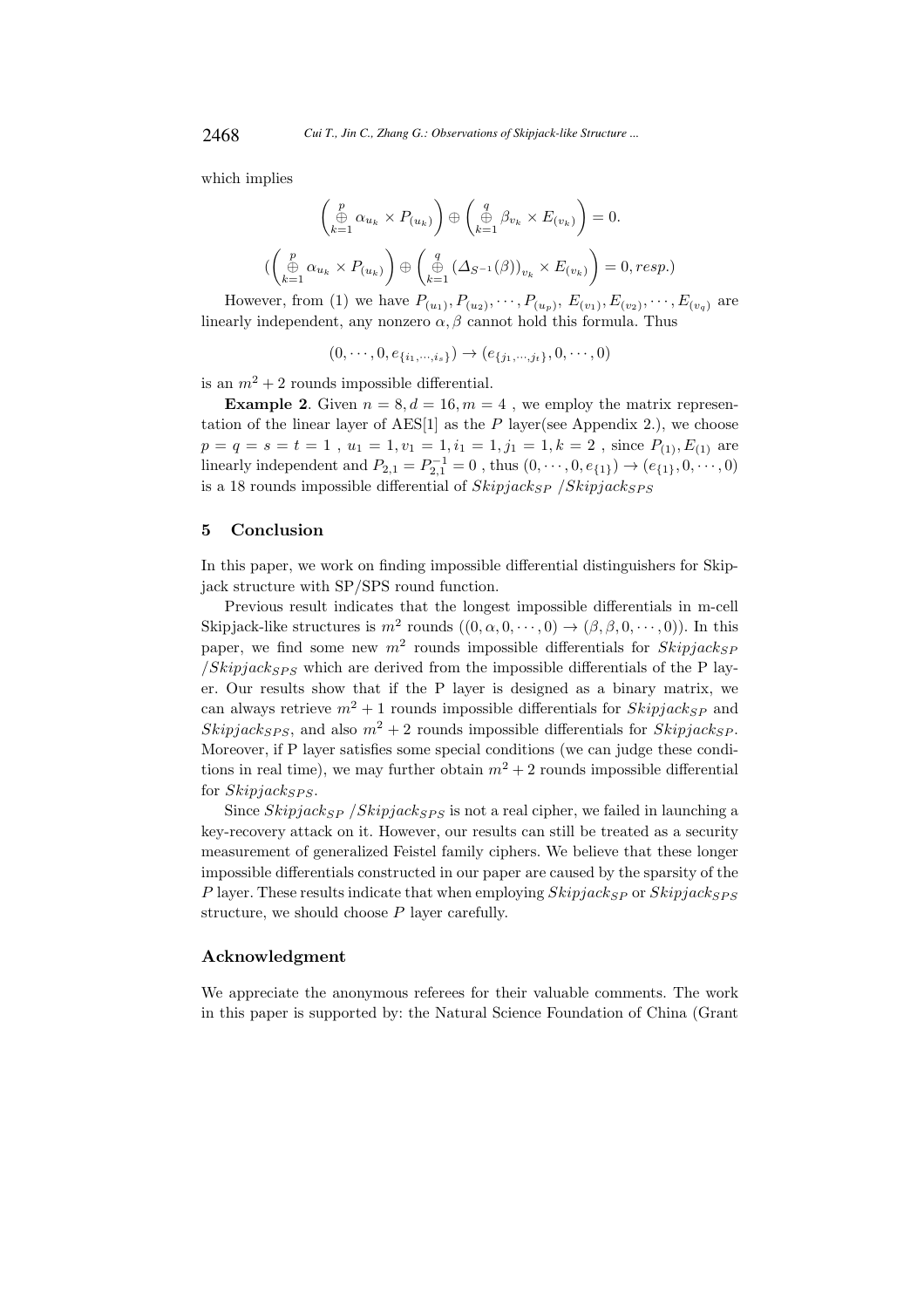which implies

$$\left(\bigoplus_{k=1}^{p} \alpha_{u_k} \times P_{(u_k)}\right) \oplus \left(\bigoplus_{k=1}^{q} \beta_{v_k} \times E_{(v_k)}\right) = 0.$$

$$(\left(\bigoplus_{k=1}^{p} \alpha_{u_k} \times P_{(u_k)}\right) \oplus \left(\bigoplus_{k=1}^{q} (\Delta_{S^{-1}}(\beta))_{v_k} \times E_{(v_k)}\right) = 0, resp.)$$

However, from (1) we have $P_{(u_1)}, P_{(u_2)}, \cdots, P_{(u_p)}, E_{(v_1)}, E_{(v_2)}, \cdots, E_{(v_q)}$ are linearly independent, any nonzero $\alpha, \beta$ cannot hold this formula. Thus

$$(0, \cdots, 0, e_{\{i_1,\cdots,i_s\}}) \to (e_{\{j_1,\cdots,j_t\}}, 0, \cdots, 0)$$

is an $m^2 + 2$ rounds impossible differential.

**Example 2**. Given $n = 8, d = 16, m = 4$ , we employ the matrix representation of the linear layer of AES[1] as the $P$ layer(see Appendix 2.), we choose $p = q = s = t = 1$ , $u_1 = 1, v_1 = 1, i_1 = 1, j_1 = 1, k = 2$ , since $P_{(1)}, E_{(1)}$ are linearly independent and $P_{2,1} = P_{2,1}^{-1} = 0$ , thus $(0, \cdots, 0, e_{\{1\}}) \to (e_{\{1\}}, 0, \cdots, 0)$ is a 18 rounds impossible differential of $Skipjack_{SP}$ /$Skipjack_{SPS}$

## 5 Conclusion

In this paper, we work on finding impossible differential distinguishers for Skipjack structure with SP/SPS round function.

Previous result indicates that the longest impossible differentials in m-cell Skipjack-like structures is $m^2$ rounds $((0, \alpha, 0, \cdots, 0) \to (\beta, \beta, 0, \cdots, 0))$. In this paper, we find some new $m^2$ rounds impossible differentials for $Skipjack_{SP}$ /$Skipjack_{SPS}$ which are derived from the impossible differentials of the P layer. Our results show that if the P layer is designed as a binary matrix, we can always retrieve $m^2 + 1$ rounds impossible differentials for $Skipjack_{SP}$ and $Skipjack_{SPS}$, and also $m^2 + 2$ rounds impossible differentials for $Skipjack_{SP}$. Moreover, if P layer satisfies some special conditions (we can judge these conditions in real time), we may further obtain $m^2 + 2$ rounds impossible differential for $Skipjack_{SPS}$.

Since $Skipjack_{SP}$ /$Skipjack_{SPS}$ is not a real cipher, we failed in launching a key-recovery attack on it. However, our results can still be treated as a security measurement of generalized Feistel family ciphers. We believe that these longer impossible differentials constructed in our paper are caused by the sparsity of the $P$ layer. These results indicate that when employing $Skipjack_{SP}$ or $Skipjack_{SPS}$ structure, we should choose $P$ layer carefully.

### Acknowledgment

We appreciate the anonymous referees for their valuable comments. The work in this paper is supported by: the Natural Science Foundation of China (Grant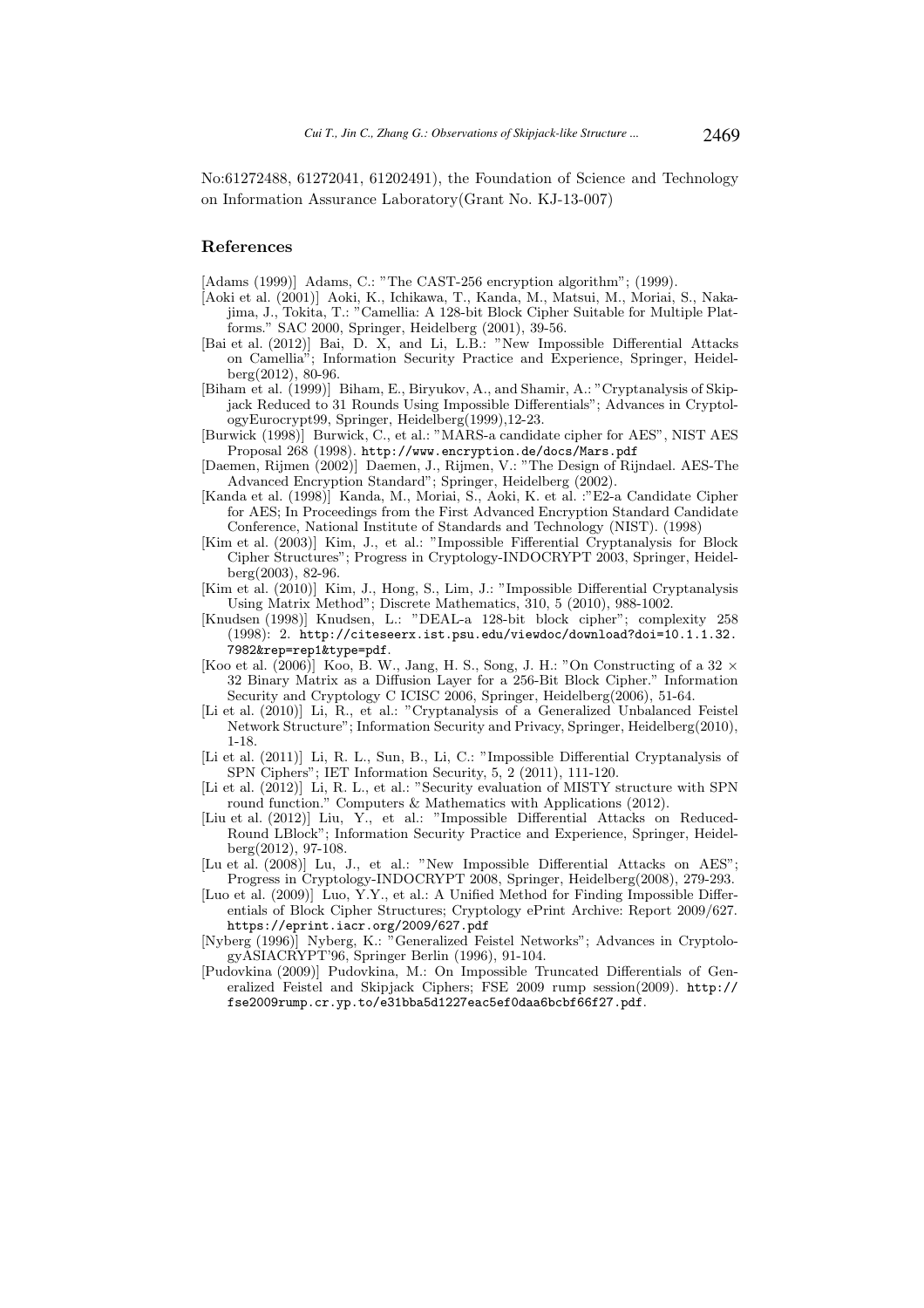No:61272488, 61272041, 61202491), the Foundation of Science and Technology on Information Assurance Laboratory(Grant No. KJ-13-007)

## References

[Adams (1999)] Adams, C.: "The CAST-256 encryption algorithm"; (1999).

[Aoki et al. (2001)] Aoki, K., Ichikawa, T., Kanda, M., Matsui, M., Moriai, S., Nakajima, J., Tokita, T.: "Camellia: A 128-bit Block Cipher Suitable for Multiple Platforms." SAC 2000, Springer, Heidelberg (2001), 39-56.

[Bai et al. (2012)] Bai, D. X, and Li, L.B.: "New Impossible Differential Attacks on Camellia"; Information Security Practice and Experience, Springer, Heidelberg(2012), 80-96.

[Biham et al. (1999)] Biham, E., Biryukov, A., and Shamir, A.: "Cryptanalysis of Skipjack Reduced to 31 Rounds Using Impossible Differentials"; Advances in CryptologyEurocrypt99, Springer, Heidelberg(1999),12-23.

[Burwick (1998)] Burwick, C., et al.: "MARS-a candidate cipher for AES", NIST AES Proposal 268 (1998). http://www.encryption.de/docs/Mars.pdf

[Daemen, Rijmen (2002)] Daemen, J., Rijmen, V.: "The Design of Rijndael. AES-The Advanced Encryption Standard"; Springer, Heidelberg (2002).

[Kanda et al. (1998)] Kanda, M., Moriai, S., Aoki, K. et al. :"E2-a Candidate Cipher for AES; In Proceedings from the First Advanced Encryption Standard Candidate Conference, National Institute of Standards and Technology (NIST). (1998)

[Kim et al. (2003)] Kim, J., et al.: "Impossible Fifferential Cryptanalysis for Block Cipher Structures"; Progress in Cryptology-INDOCRYPT 2003, Springer, Heidelberg(2003), 82-96.

[Kim et al. (2010)] Kim, J., Hong, S., Lim, J.: "Impossible Differential Cryptanalysis Using Matrix Method"; Discrete Mathematics, 310, 5 (2010), 988-1002.

[Knudsen (1998)] Knudsen, L.: "DEAL-a 128-bit block cipher"; complexity 258 (1998): 2. http://citeseerx.ist.psu.edu/viewdoc/download?doi=10.1.1.32.7982&rep=rep1&type=pdf.

[Koo et al. (2006)] Koo, B. W., Jang, H. S., Song, J. H.: "On Constructing of a 32 × 32 Binary Matrix as a Diffusion Layer for a 256-Bit Block Cipher." Information Security and Cryptology C ICISC 2006, Springer, Heidelberg(2006), 51-64.

[Li et al. (2010)] Li, R., et al.: "Cryptanalysis of a Generalized Unbalanced Feistel Network Structure"; Information Security and Privacy, Springer, Heidelberg(2010), 1-18.

[Li et al. (2011)] Li, R. L., Sun, B., Li, C.: "Impossible Differential Cryptanalysis of SPN Ciphers"; IET Information Security, 5, 2 (2011), 111-120.

[Li et al. (2012)] Li, R. L., et al.: "Security evaluation of MISTY structure with SPN round function." Computers & Mathematics with Applications (2012).

[Liu et al. (2012)] Liu, Y., et al.: "Impossible Differential Attacks on Reduced-Round LBlock"; Information Security Practice and Experience, Springer, Heidelberg(2012), 97-108.

[Lu et al. (2008)] Lu, J., et al.: "New Impossible Differential Attacks on AES"; Progress in Cryptology-INDOCRYPT 2008, Springer, Heidelberg(2008), 279-293.

[Luo et al. (2009)] Luo, Y.Y., et al.: A Unified Method for Finding Impossible Differentials of Block Cipher Structures; Cryptology ePrint Archive: Report 2009/627. https://eprint.iacr.org/2009/627.pdf

[Nyberg (1996)] Nyberg, K.: "Generalized Feistel Networks"; Advances in CryptologyASIACRYPT'96, Springer Berlin (1996), 91-104.

[Pudovkina (2009)] Pudovkina, M.: On Impossible Truncated Differentials of Generalized Feistel and Skipjack Ciphers; FSE 2009 rump session(2009). http://fse2009rump.cr.yp.to/e31bba5d1227eac5ef0daa6bcbf66f27.pdf.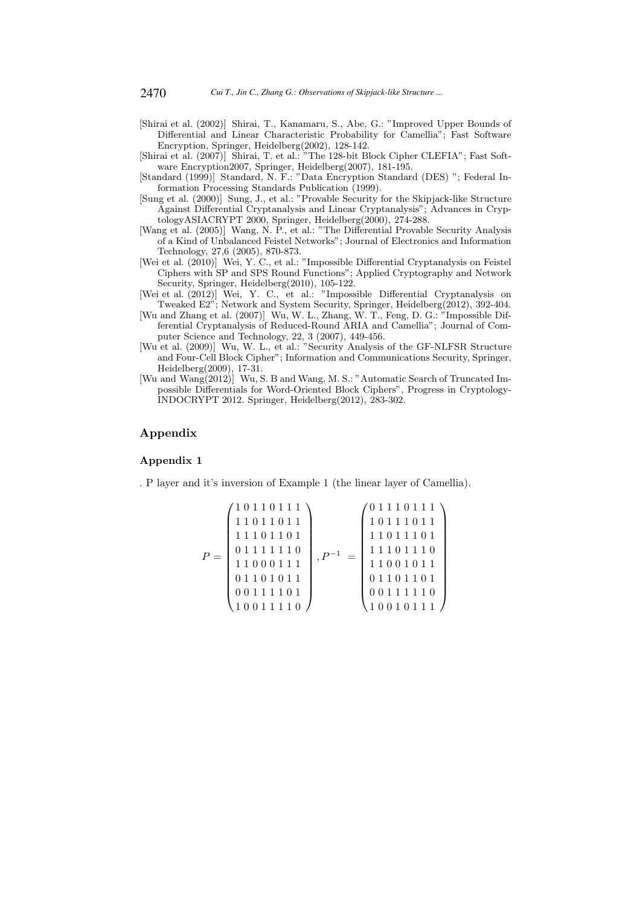[Shirai et al. (2002)] Shirai, T., Kanamaru, S., Abe, G.: "Improved Upper Bounds of Differential and Linear Characteristic Probability for Camellia"; Fast Software Encryption, Springer, Heidelberg(2002), 128-142.

[Shirai et al. (2007)] Shirai, T. et al.: "The 128-bit Block Cipher CLEFIA"; Fast Software Encryption2007, Springer, Heidelberg(2007), 181-195.

[Standard (1999)] Standard, N. F.: "Data Encryption Standard (DES) "; Federal Information Processing Standards Publication (1999).

[Sung et al. (2000)] Sung, J., et al.: "Provable Security for the Skipjack-like Structure Against Differential Cryptanalysis and Linear Cryptanalysis"; Advances in CryptologyASIACRYPT 2000, Springer, Heidelberg(2000), 274-288.

[Wang et al. (2005)] Wang, N. P., et al.: "The Differential Provable Security Analysis of a Kind of Unbalanced Feistel Networks"; Journal of Electronics and Information Technology, 27,6 (2005), 870-873.

[Wei et al. (2010)] Wei, Y. C., et al.: "Impossible Differential Cryptanalysis on Feistel Ciphers with SP and SPS Round Functions"; Applied Cryptography and Network Security, Springer, Heidelberg(2010), 105-122.

[Wei et al. (2012)] Wei, Y. C., et al.: "Impossible Differential Cryptanalysis on Tweaked E2"; Network and System Security, Springer, Heidelberg(2012), 392-404.

[Wu and Zhang et al. (2007)] Wu, W. L., Zhang, W. T., Feng, D. G.: "Impossible Differential Cryptanalysis of Reduced-Round ARIA and Camellia"; Journal of Computer Science and Technology, 22, 3 (2007), 449-456.

[Wu et al. (2009)] Wu, W. L., et al.: "Security Analysis of the GF-NLFSR Structure and Four-Cell Block Cipher"; Information and Communications Security, Springer, Heidelberg(2009), 17-31.

[Wu and Wang(2012)] Wu, S. B and Wang, M. S.: "Automatic Search of Truncated Impossible Differentials for Word-Oriented Block Ciphers", Progress in Cryptology-INDOCRYPT 2012. Springer, Heidelberg(2012), 283-302.

## Appendix

### Appendix 1

. P layer and it's inversion of Example 1 (the linear layer of Camellia).

$$P = \begin{pmatrix} 1\,0\,1\,1\,0\,1\,1\,1 \\ 1\,1\,0\,1\,1\,0\,1\,1 \\ 1\,1\,1\,0\,1\,1\,0\,1 \\ 0\,1\,1\,1\,1\,1\,1\,0 \\ 1\,1\,0\,0\,0\,1\,1\,1 \\ 0\,1\,1\,0\,1\,0\,1\,1 \\ 0\,0\,1\,1\,1\,1\,0\,1 \\ 1\,0\,0\,1\,1\,1\,1\,0 \end{pmatrix}, P^{-1} = \begin{pmatrix} 0\,1\,1\,1\,0\,1\,1\,1 \\ 1\,0\,1\,1\,1\,0\,1\,1 \\ 1\,1\,0\,1\,1\,1\,0\,1 \\ 1\,1\,1\,0\,1\,1\,1\,0 \\ 1\,1\,0\,0\,1\,0\,1\,1 \\ 0\,1\,1\,0\,1\,1\,0\,1 \\ 0\,0\,1\,1\,1\,1\,1\,0 \\ 1\,0\,0\,1\,0\,1\,1\,1 \end{pmatrix}$$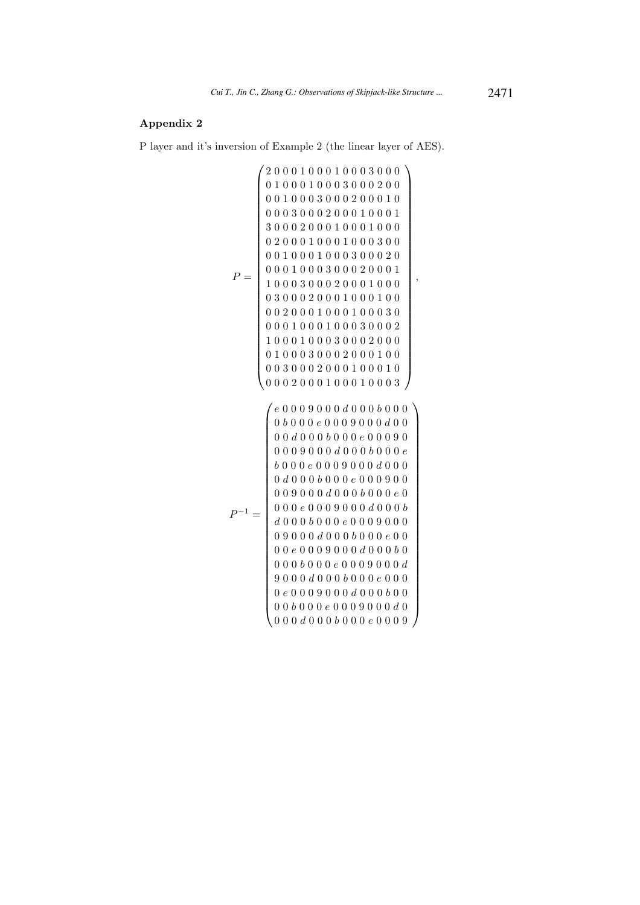**Appendix 2**

P layer and it's inversion of Example 2 (the linear layer of AES).

$$P = \begin{pmatrix}
2\,0\,0\,0\,1\,0\,0\,0\,1\,0\,0\,0\,3\,0\,0\,0 \\
0\,1\,0\,0\,0\,1\,0\,0\,0\,3\,0\,0\,0\,2\,0\,0 \\
0\,0\,1\,0\,0\,0\,3\,0\,0\,0\,2\,0\,0\,0\,1\,0 \\
0\,0\,0\,3\,0\,0\,0\,2\,0\,0\,0\,1\,0\,0\,0\,1 \\
3\,0\,0\,0\,2\,0\,0\,0\,1\,0\,0\,0\,1\,0\,0\,0 \\
0\,2\,0\,0\,0\,1\,0\,0\,0\,1\,0\,0\,0\,3\,0\,0 \\
0\,0\,1\,0\,0\,0\,1\,0\,0\,0\,3\,0\,0\,0\,2\,0 \\
0\,0\,0\,1\,0\,0\,0\,3\,0\,0\,0\,2\,0\,0\,0\,1 \\
1\,0\,0\,0\,3\,0\,0\,0\,2\,0\,0\,0\,1\,0\,0\,0 \\
0\,3\,0\,0\,0\,2\,0\,0\,0\,1\,0\,0\,0\,1\,0\,0 \\
0\,0\,2\,0\,0\,0\,1\,0\,0\,0\,1\,0\,0\,0\,3\,0 \\
0\,0\,0\,1\,0\,0\,0\,1\,0\,0\,0\,3\,0\,0\,0\,2 \\
1\,0\,0\,0\,1\,0\,0\,0\,3\,0\,0\,0\,2\,0\,0\,0 \\
0\,1\,0\,0\,0\,3\,0\,0\,0\,2\,0\,0\,0\,1\,0\,0 \\
0\,0\,3\,0\,0\,0\,2\,0\,0\,0\,1\,0\,0\,0\,1\,0 \\
0\,0\,0\,2\,0\,0\,0\,1\,0\,0\,0\,1\,0\,0\,0\,3
\end{pmatrix},$$

$$P^{-1} = \begin{pmatrix}
e\,0\,0\,0\,9\,0\,0\,0\,d\,0\,0\,0\,b\,0\,0\,0 \\
0\,b\,0\,0\,0\,e\,0\,0\,0\,9\,0\,0\,0\,d\,0\,0 \\
0\,0\,d\,0\,0\,0\,b\,0\,0\,0\,e\,0\,0\,0\,9\,0 \\
0\,0\,0\,9\,0\,0\,0\,d\,0\,0\,0\,b\,0\,0\,0\,e \\
b\,0\,0\,0\,e\,0\,0\,0\,9\,0\,0\,0\,d\,0\,0\,0 \\
0\,d\,0\,0\,0\,b\,0\,0\,0\,e\,0\,0\,0\,9\,0\,0 \\
0\,0\,9\,0\,0\,0\,d\,0\,0\,0\,b\,0\,0\,0\,e\,0 \\
0\,0\,0\,e\,0\,0\,0\,9\,0\,0\,0\,d\,0\,0\,0\,b \\
d\,0\,0\,0\,b\,0\,0\,0\,e\,0\,0\,0\,9\,0\,0\,0 \\
0\,9\,0\,0\,0\,d\,0\,0\,0\,b\,0\,0\,0\,e\,0\,0 \\
0\,0\,e\,0\,0\,0\,9\,0\,0\,0\,d\,0\,0\,0\,b\,0 \\
0\,0\,0\,b\,0\,0\,0\,e\,0\,0\,0\,9\,0\,0\,0\,d \\
9\,0\,0\,0\,d\,0\,0\,0\,b\,0\,0\,0\,e\,0\,0\,0 \\
0\,e\,0\,0\,0\,9\,0\,0\,0\,d\,0\,0\,0\,b\,0\,0 \\
0\,0\,b\,0\,0\,0\,e\,0\,0\,0\,9\,0\,0\,0\,d\,0 \\
0\,0\,0\,d\,0\,0\,0\,b\,0\,0\,0\,e\,0\,0\,0\,9
\end{pmatrix}$$